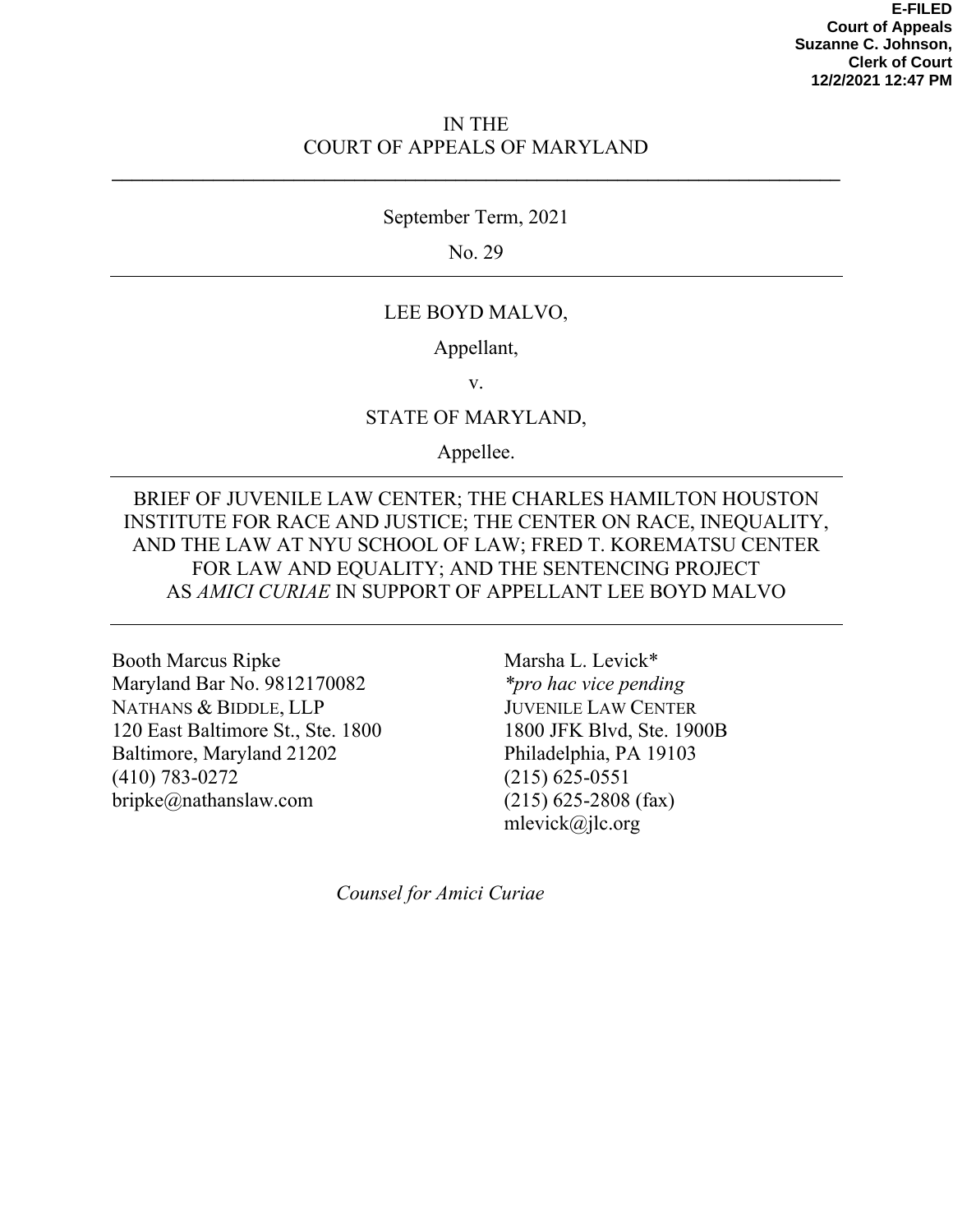**E-FILED**
**Court of Appeals**
**Suzanne C. Johnson,**
**Clerk of Court**
**12/2/2021 12:47 PM**

IN THE
COURT OF APPEALS OF MARYLAND

---

September Term, 2021

No. 29

---

LEE BOYD MALVO,

Appellant,

v.

STATE OF MARYLAND,

Appellee.

---

BRIEF OF JUVENILE LAW CENTER; THE CHARLES HAMILTON HOUSTON INSTITUTE FOR RACE AND JUSTICE; THE CENTER ON RACE, INEQUALITY, AND THE LAW AT NYU SCHOOL OF LAW; FRED T. KOREMATSU CENTER FOR LAW AND EQUALITY; AND THE SENTENCING PROJECT AS *AMICI CURIAE* IN SUPPORT OF APPELLANT LEE BOYD MALVO

---

Booth Marcus Ripke
Maryland Bar No. 9812170082
NATHANS & BIDDLE, LLP
120 East Baltimore St., Ste. 1800
Baltimore, Maryland 21202
(410) 783-0272
bripke@nathanslaw.com

Marsha L. Levick*
*\*pro hac vice pending*
JUVENILE LAW CENTER
1800 JFK Blvd, Ste. 1900B
Philadelphia, PA 19103
(215) 625-0551
(215) 625-2808 (fax)
mlevick@jlc.org

*Counsel for Amici Curiae*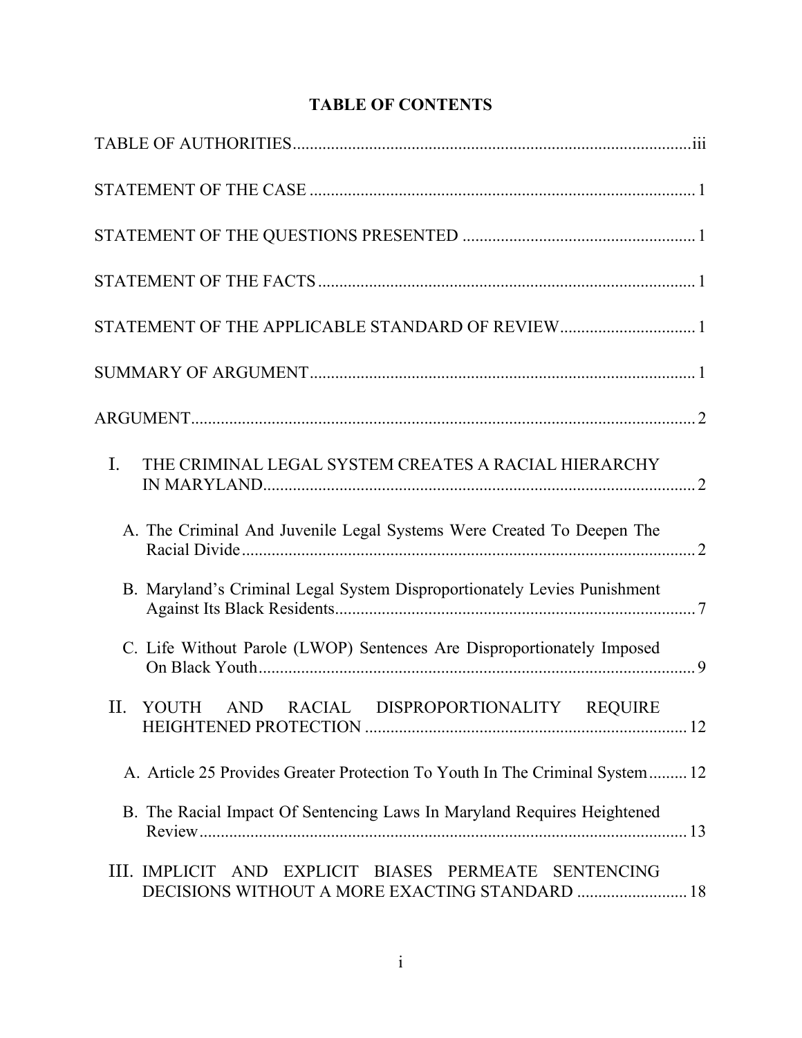# TABLE OF CONTENTS

TABLE OF AUTHORITIES .............................................................................................. iii

STATEMENT OF THE CASE ........................................................................................... 1

STATEMENT OF THE QUESTIONS PRESENTED ....................................................... 1

STATEMENT OF THE FACTS ......................................................................................... 1

STATEMENT OF THE APPLICABLE STANDARD OF REVIEW ................................ 1

SUMMARY OF ARGUMENT ........................................................................................... 1

ARGUMENT ....................................................................................................................... 2

I. THE CRIMINAL LEGAL SYSTEM CREATES A RACIAL HIERARCHY IN MARYLAND ..................................................................................................... 2

A. The Criminal And Juvenile Legal Systems Were Created To Deepen The Racial Divide ........................................................................................................... 2

B. Maryland's Criminal Legal System Disproportionately Levies Punishment Against Its Black Residents ..................................................................................... 7

C. Life Without Parole (LWOP) Sentences Are Disproportionately Imposed On Black Youth ....................................................................................................... 9

II. YOUTH AND RACIAL DISPROPORTIONALITY REQUIRE HEIGHTENED PROTECTION ............................................................................ 12

A. Article 25 Provides Greater Protection To Youth In The Criminal System ......... 12

B. The Racial Impact Of Sentencing Laws In Maryland Requires Heightened Review .................................................................................................................... 13

III. IMPLICIT AND EXPLICIT BIASES PERMEATE SENTENCING DECISIONS WITHOUT A MORE EXACTING STANDARD .......................... 18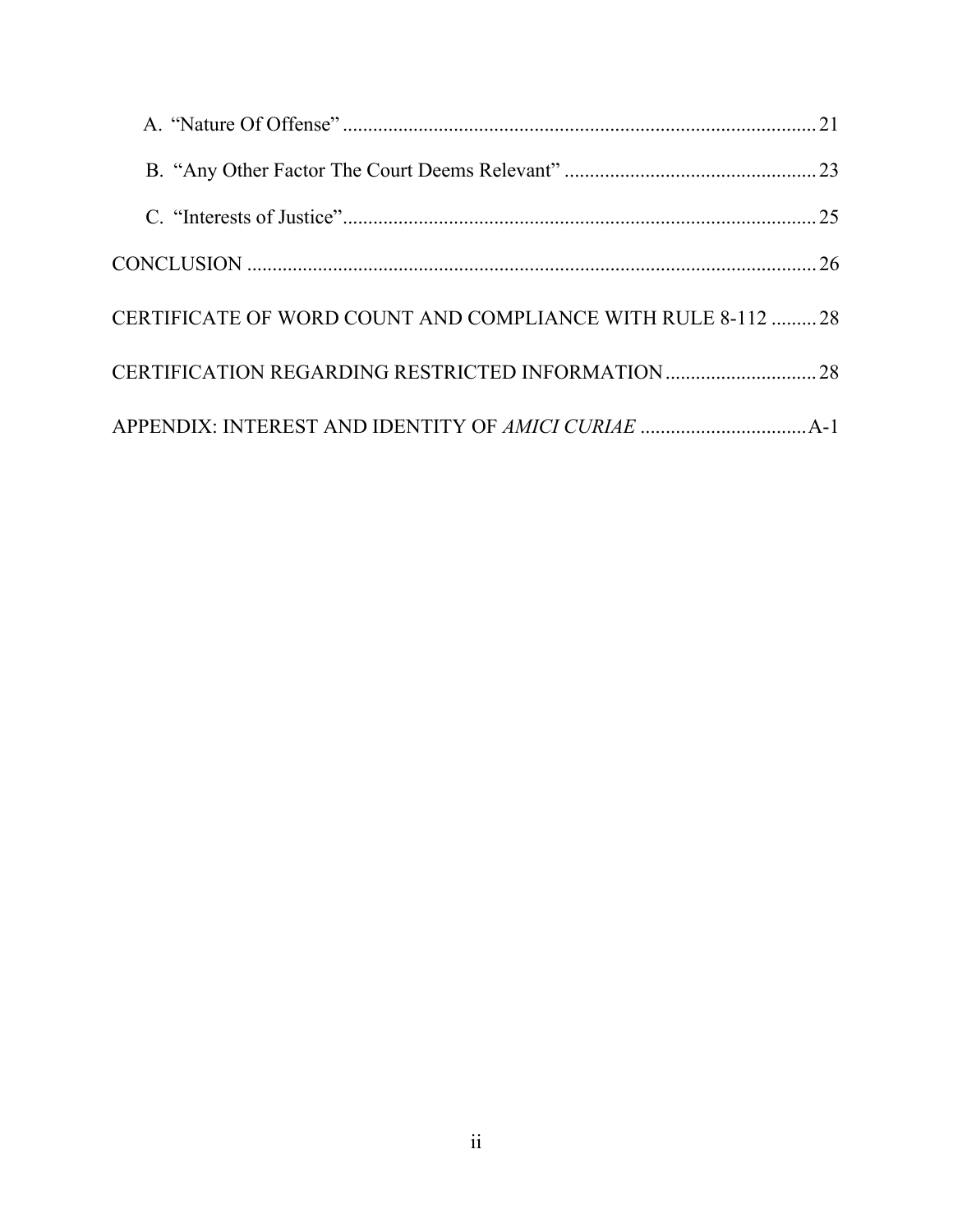A. "Nature Of Offense" ............................................................................................. 21

B. "Any Other Factor The Court Deems Relevant" ................................................. 23

C. "Interests of Justice" ............................................................................................. 25

CONCLUSION ................................................................................................................ 26

CERTIFICATE OF WORD COUNT AND COMPLIANCE WITH RULE 8-112 ......... 28

CERTIFICATION REGARDING RESTRICTED INFORMATION .............................. 28

APPENDIX: INTEREST AND IDENTITY OF *AMICI CURIAE* ................................. A-1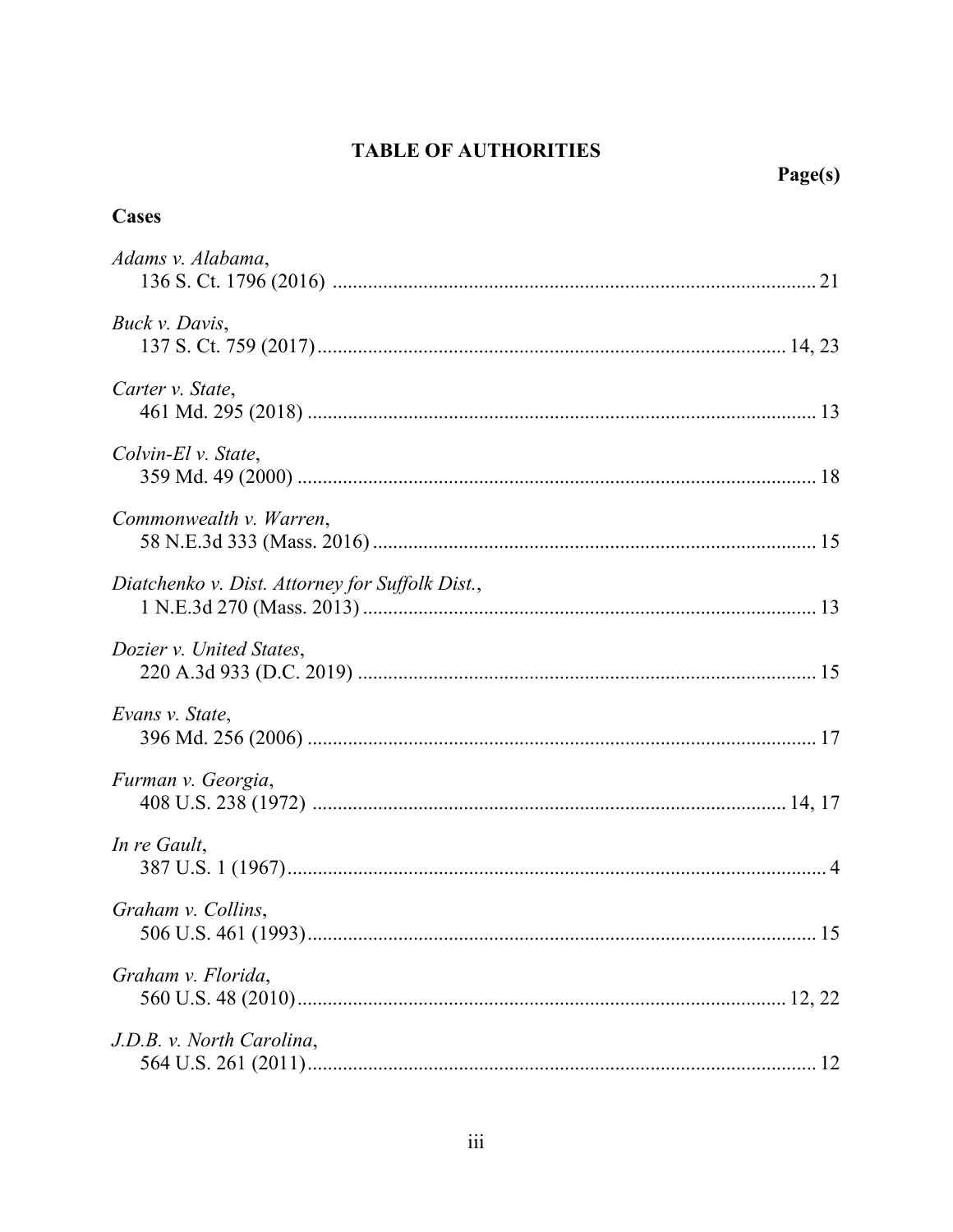# TABLE OF AUTHORITIES

**Page(s)**

## Cases

*Adams v. Alabama*,
136 S. Ct. 1796 (2016) ............................................................................................... 21

*Buck v. Davis*,
137 S. Ct. 759 (2017)............................................................................................. 14, 23

*Carter v. State*,
461 Md. 295 (2018) .................................................................................................... 13

*Colvin-El v. State*,
359 Md. 49 (2000) ...................................................................................................... 18

*Commonwealth v. Warren*,
58 N.E.3d 333 (Mass. 2016) ....................................................................................... 15

*Diatchenko v. Dist. Attorney for Suffolk Dist.*,
1 N.E.3d 270 (Mass. 2013) ......................................................................................... 13

*Dozier v. United States*,
220 A.3d 933 (D.C. 2019) .......................................................................................... 15

*Evans v. State*,
396 Md. 256 (2006) .................................................................................................... 17

*Furman v. Georgia*,
408 U.S. 238 (1972) ............................................................................................. 14, 17

*In re Gault*,
387 U.S. 1 (1967)........................................................................................................... 4

*Graham v. Collins*,
506 U.S. 461 (1993).................................................................................................... 15

*Graham v. Florida*,
560 U.S. 48 (2010).................................................................................................. 12, 22

*J.D.B. v. North Carolina*,
564 U.S. 261 (2011).................................................................................................... 12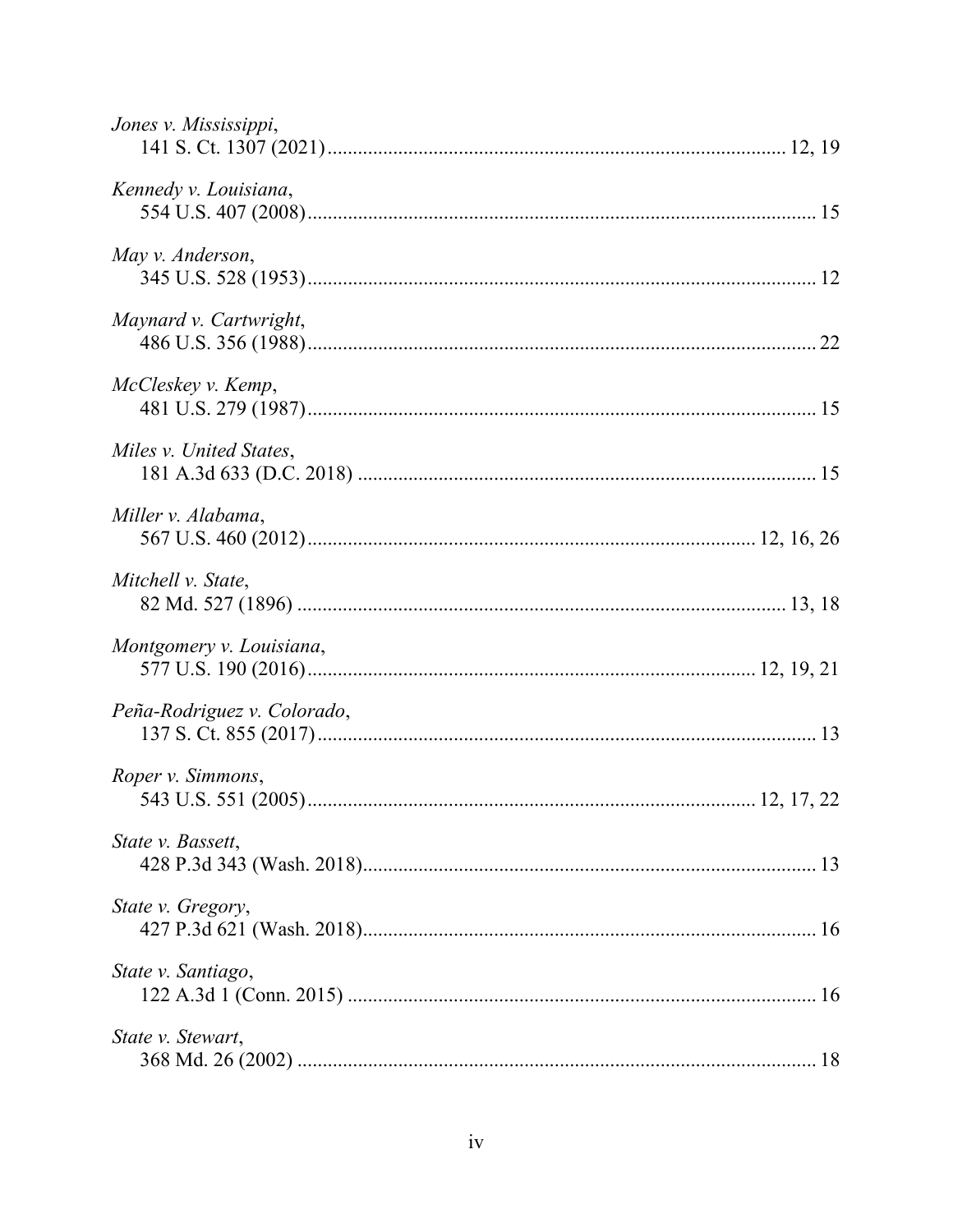*Jones v. Mississippi*,
141 S. Ct. 1307 (2021) ........................................................................................ 12, 19

*Kennedy v. Louisiana*,
554 U.S. 407 (2008) .................................................................................................. 15

*May v. Anderson*,
345 U.S. 528 (1953) .................................................................................................. 12

*Maynard v. Cartwright*,
486 U.S. 356 (1988) .................................................................................................. 22

*McCleskey v. Kemp*,
481 U.S. 279 (1987) .................................................................................................. 15

*Miles v. United States*,
181 A.3d 633 (D.C. 2018) ......................................................................................... 15

*Miller v. Alabama*,
567 U.S. 460 (2012) ...................................................................................... 12, 16, 26

*Mitchell v. State*,
82 Md. 527 (1896) ............................................................................................... 13, 18

*Montgomery v. Louisiana*,
577 U.S. 190 (2016) ...................................................................................... 12, 19, 21

*Peña-Rodriguez v. Colorado*,
137 S. Ct. 855 (2017) ................................................................................................ 13

*Roper v. Simmons*,
543 U.S. 551 (2005) ...................................................................................... 12, 17, 22

*State v. Bassett*,
428 P.3d 343 (Wash. 2018) ....................................................................................... 13

*State v. Gregory*,
427 P.3d 621 (Wash. 2018) ....................................................................................... 16

*State v. Santiago*,
122 A.3d 1 (Conn. 2015) ........................................................................................... 16

*State v. Stewart*,
368 Md. 26 (2002) ..................................................................................................... 18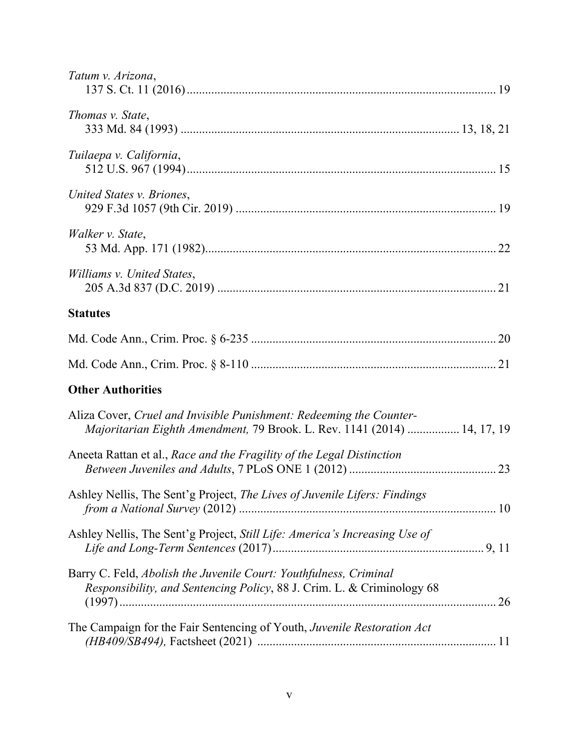*Tatum v. Arizona*,
137 S. Ct. 11 (2016) .................................................................................................... 19

*Thomas v. State*,
333 Md. 84 (1993) ........................................................................................ 13, 18, 21

*Tuilaepa v. California*,
512 U.S. 967 (1994) .................................................................................................... 15

*United States v. Briones*,
929 F.3d 1057 (9th Cir. 2019) .................................................................................... 19

*Walker v. State*,
53 Md. App. 171 (1982) .............................................................................................. 22

*Williams v. United States*,
205 A.3d 837 (D.C. 2019) .......................................................................................... 21

**Statutes**

Md. Code Ann., Crim. Proc. § 6-235 ............................................................................... 20

Md. Code Ann., Crim. Proc. § 8-110 ............................................................................... 21

**Other Authorities**

Aliza Cover, *Cruel and Invisible Punishment: Redeeming the Counter-Majoritarian Eighth Amendment,* 79 Brook. L. Rev. 1141 (2014) ................ 14, 17, 19

Aneeta Rattan et al., *Race and the Fragility of the Legal Distinction Between Juveniles and Adults*, 7 PLoS ONE 1 (2012) ............................................... 23

Ashley Nellis, The Sent'g Project, *The Lives of Juvenile Lifers: Findings from a National Survey* (2012) .................................................................................. 10

Ashley Nellis, The Sent'g Project, *Still Life: America's Increasing Use of Life and Long-Term Sentences* (2017) ................................................................... 9, 11

Barry C. Feld, *Abolish the Juvenile Court: Youthfulness, Criminal Responsibility, and Sentencing Policy*, 88 J. Crim. L. & Criminology 68 (1997) ......................................................................................................................... 26

The Campaign for the Fair Sentencing of Youth, *Juvenile Restoration Act (HB409/SB494),* Factsheet (2021) ............................................................................ 11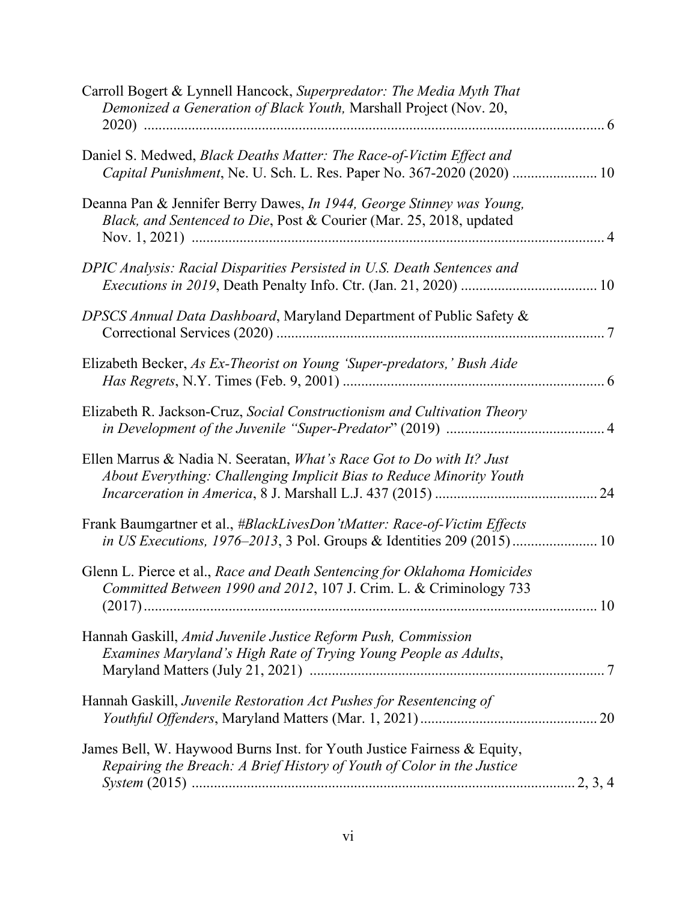Carroll Bogert & Lynnell Hancock, *Superpredator: The Media Myth That Demonized a Generation of Black Youth,* Marshall Project (Nov. 20, 2020) ............ 6

Daniel S. Medwed, *Black Deaths Matter: The Race-of-Victim Effect and Capital Punishment*, Ne. U. Sch. L. Res. Paper No. 367-2020 (2020) ............ 10

Deanna Pan & Jennifer Berry Dawes, *In 1944, George Stinney was Young, Black, and Sentenced to Die*, Post & Courier (Mar. 25, 2018, updated Nov. 1, 2021) ............ 4

*DPIC Analysis: Racial Disparities Persisted in U.S. Death Sentences and Executions in 2019*, Death Penalty Info. Ctr. (Jan. 21, 2020) ............ 10

*DPSCS Annual Data Dashboard*, Maryland Department of Public Safety & Correctional Services (2020) ............ 7

Elizabeth Becker, *As Ex-Theorist on Young 'Super-predators,' Bush Aide Has Regrets*, N.Y. Times (Feb. 9, 2001) ............ 6

Elizabeth R. Jackson-Cruz, *Social Constructionism and Cultivation Theory in Development of the Juvenile "Super-Predator"* (2019) ............ 4

Ellen Marrus & Nadia N. Seeratan, *What's Race Got to Do with It? Just About Everything: Challenging Implicit Bias to Reduce Minority Youth Incarceration in America*, 8 J. Marshall L.J. 437 (2015) ............ 24

Frank Baumgartner et al., *#BlackLivesDon'tMatter: Race-of-Victim Effects in US Executions, 1976–2013*, 3 Pol. Groups & Identities 209 (2015) ............ 10

Glenn L. Pierce et al., *Race and Death Sentencing for Oklahoma Homicides Committed Between 1990 and 2012*, 107 J. Crim. L. & Criminology 733 (2017) ............ 10

Hannah Gaskill, *Amid Juvenile Justice Reform Push, Commission Examines Maryland's High Rate of Trying Young People as Adults*, Maryland Matters (July 21, 2021) ............ 7

Hannah Gaskill, *Juvenile Restoration Act Pushes for Resentencing of Youthful Offenders*, Maryland Matters (Mar. 1, 2021) ............ 20

James Bell, W. Haywood Burns Inst. for Youth Justice Fairness & Equity, *Repairing the Breach: A Brief History of Youth of Color in the Justice System* (2015) ............ 2, 3, 4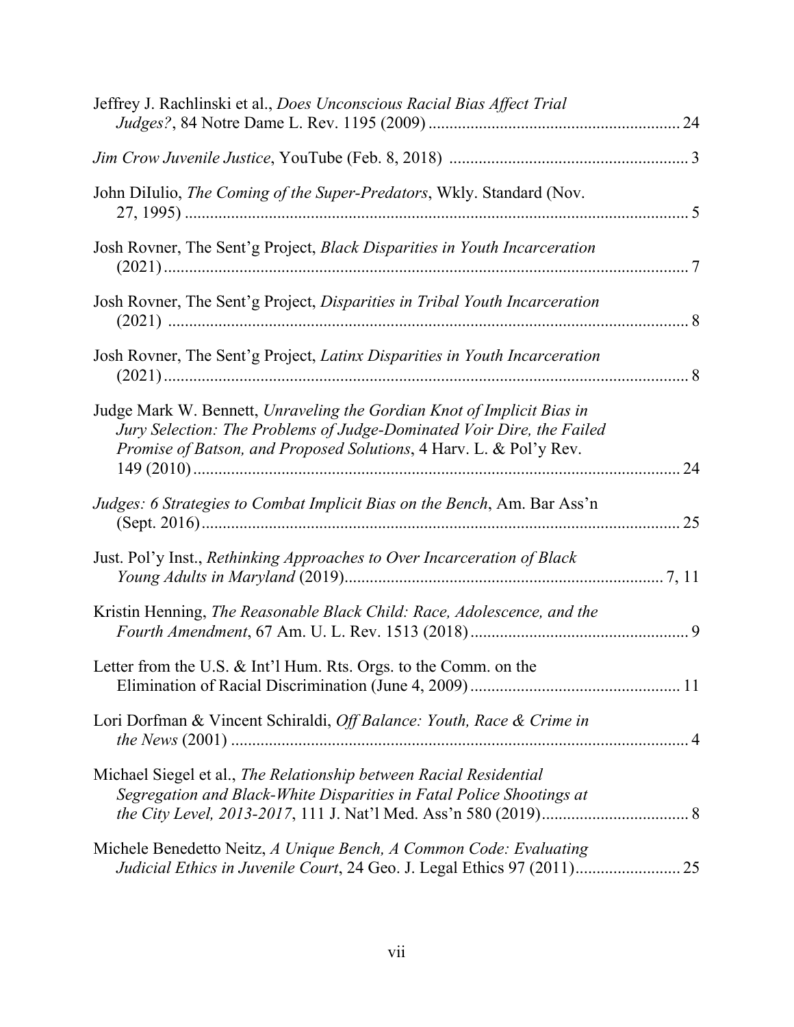Jeffrey J. Rachlinski et al., *Does Unconscious Racial Bias Affect Trial Judges?*, 84 Notre Dame L. Rev. 1195 (2009) .......................................................... 24

*Jim Crow Juvenile Justice*, YouTube (Feb. 8, 2018) ........................................................ 3

John DiIulio, *The Coming of the Super-Predators*, Wkly. Standard (Nov. 27, 1995) ........................................................................................................................ 5

Josh Rovner, The Sent'g Project, *Black Disparities in Youth Incarceration* (2021) ............................................................................................................................ 7

Josh Rovner, The Sent'g Project, *Disparities in Tribal Youth Incarceration* (2021) ............................................................................................................................ 8

Josh Rovner, The Sent'g Project, *Latinx Disparities in Youth Incarceration* (2021) ............................................................................................................................ 8

Judge Mark W. Bennett, *Unraveling the Gordian Knot of Implicit Bias in Jury Selection: The Problems of Judge-Dominated Voir Dire, the Failed Promise of Batson, and Proposed Solutions*, 4 Harv. L. & Pol'y Rev. 149 (2010) ................................................................................................................... 24

*Judges: 6 Strategies to Combat Implicit Bias on the Bench*, Am. Bar Ass'n (Sept. 2016) ................................................................................................................. 25

Just. Pol'y Inst., *Rethinking Approaches to Over Incarceration of Black Young Adults in Maryland* (2019) ........................................................................... 7, 11

Kristin Henning, *The Reasonable Black Child: Race, Adolescence, and the Fourth Amendment*, 67 Am. U. L. Rev. 1513 (2018) ................................................... 9

Letter from the U.S. & Int'l Hum. Rts. Orgs. to the Comm. on the Elimination of Racial Discrimination (June 4, 2009) ................................................. 11

Lori Dorfman & Vincent Schiraldi, *Off Balance: Youth, Race & Crime in the News* (2001) ............................................................................................................ 4

Michael Siegel et al., *The Relationship between Racial Residential Segregation and Black-White Disparities in Fatal Police Shootings at the City Level, 2013-2017*, 111 J. Nat'l Med. Ass'n 580 (2019) .................................. 8

Michele Benedetto Neitz, *A Unique Bench, A Common Code: Evaluating Judicial Ethics in Juvenile Court*, 24 Geo. J. Legal Ethics 97 (2011) ........................ 25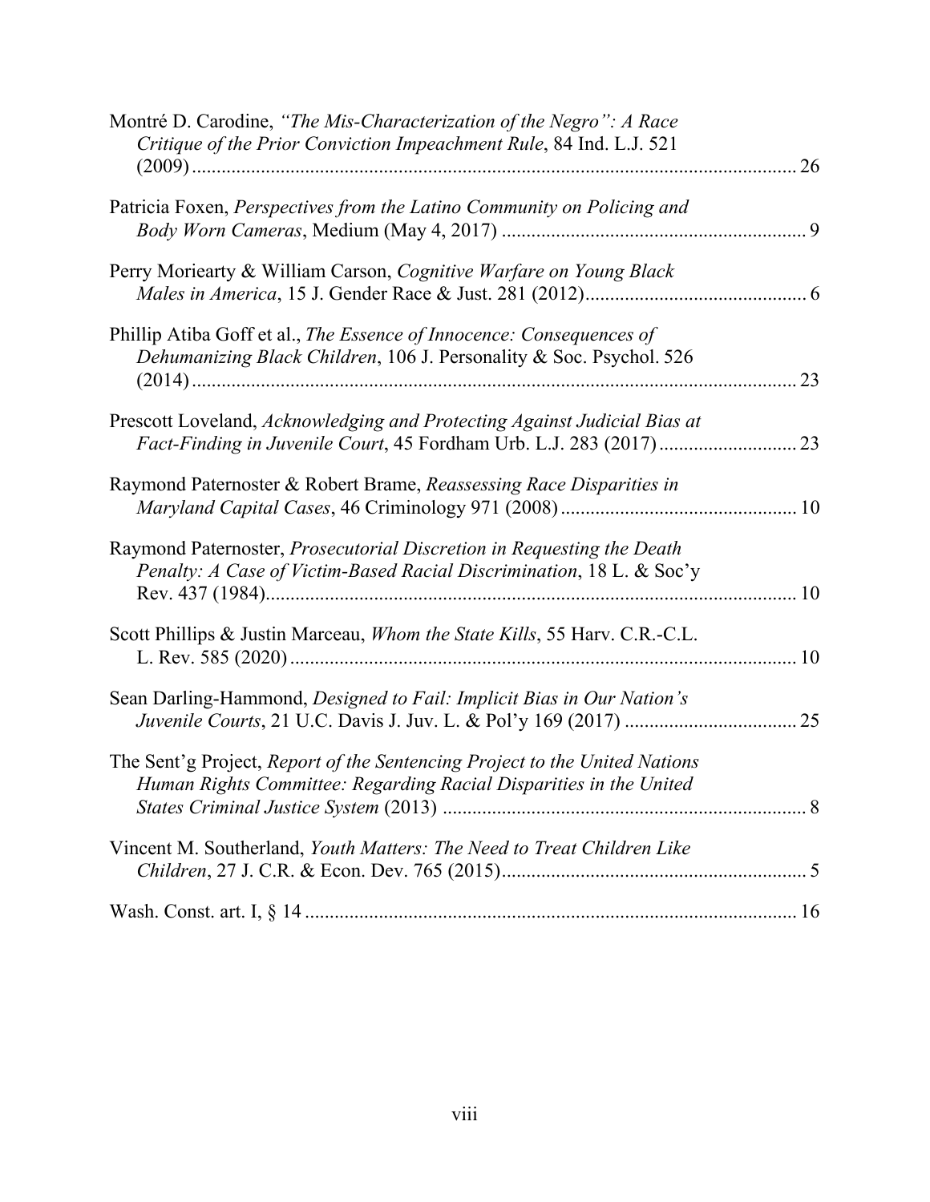Montré D. Carodine, *"The Mis-Characterization of the Negro": A Race Critique of the Prior Conviction Impeachment Rule*, 84 Ind. L.J. 521 (2009) .......... 26

Patricia Foxen, *Perspectives from the Latino Community on Policing and Body Worn Cameras*, Medium (May 4, 2017) .......... 9

Perry Moriearty & William Carson, *Cognitive Warfare on Young Black Males in America*, 15 J. Gender Race & Just. 281 (2012) .......... 6

Phillip Atiba Goff et al., *The Essence of Innocence: Consequences of Dehumanizing Black Children*, 106 J. Personality & Soc. Psychol. 526 (2014) .......... 23

Prescott Loveland, *Acknowledging and Protecting Against Judicial Bias at Fact-Finding in Juvenile Court*, 45 Fordham Urb. L.J. 283 (2017) .......... 23

Raymond Paternoster & Robert Brame, *Reassessing Race Disparities in Maryland Capital Cases*, 46 Criminology 971 (2008) .......... 10

Raymond Paternoster, *Prosecutorial Discretion in Requesting the Death Penalty: A Case of Victim-Based Racial Discrimination*, 18 L. & Soc'y Rev. 437 (1984) .......... 10

Scott Phillips & Justin Marceau, *Whom the State Kills*, 55 Harv. C.R.-C.L. L. Rev. 585 (2020) .......... 10

Sean Darling-Hammond, *Designed to Fail: Implicit Bias in Our Nation's Juvenile Courts*, 21 U.C. Davis J. Juv. L. & Pol'y 169 (2017) .......... 25

The Sent'g Project, *Report of the Sentencing Project to the United Nations Human Rights Committee: Regarding Racial Disparities in the United States Criminal Justice System* (2013) .......... 8

Vincent M. Southerland, *Youth Matters: The Need to Treat Children Like Children*, 27 J. C.R. & Econ. Dev. 765 (2015) .......... 5

Wash. Const. art. I, § 14 .......... 16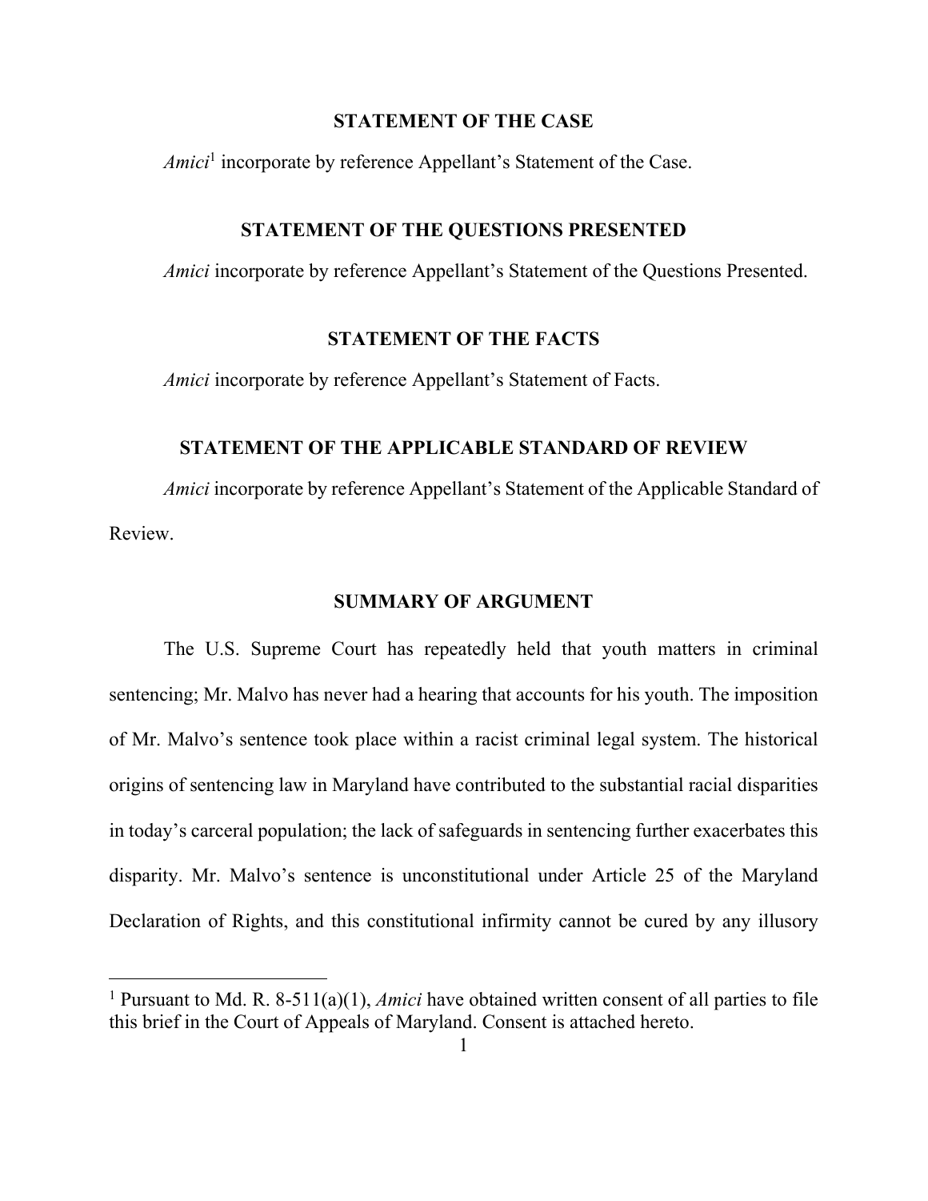## STATEMENT OF THE CASE

*Amici*[1] incorporate by reference Appellant's Statement of the Case.

## STATEMENT OF THE QUESTIONS PRESENTED

*Amici* incorporate by reference Appellant's Statement of the Questions Presented.

## STATEMENT OF THE FACTS

*Amici* incorporate by reference Appellant's Statement of Facts.

## STATEMENT OF THE APPLICABLE STANDARD OF REVIEW

*Amici* incorporate by reference Appellant's Statement of the Applicable Standard of Review.

## SUMMARY OF ARGUMENT

The U.S. Supreme Court has repeatedly held that youth matters in criminal sentencing; Mr. Malvo has never had a hearing that accounts for his youth. The imposition of Mr. Malvo's sentence took place within a racist criminal legal system. The historical origins of sentencing law in Maryland have contributed to the substantial racial disparities in today's carceral population; the lack of safeguards in sentencing further exacerbates this disparity. Mr. Malvo's sentence is unconstitutional under Article 25 of the Maryland Declaration of Rights, and this constitutional infirmity cannot be cured by any illusory

---

[1] Pursuant to Md. R. 8-511(a)(1), *Amici* have obtained written consent of all parties to file this brief in the Court of Appeals of Maryland. Consent is attached hereto.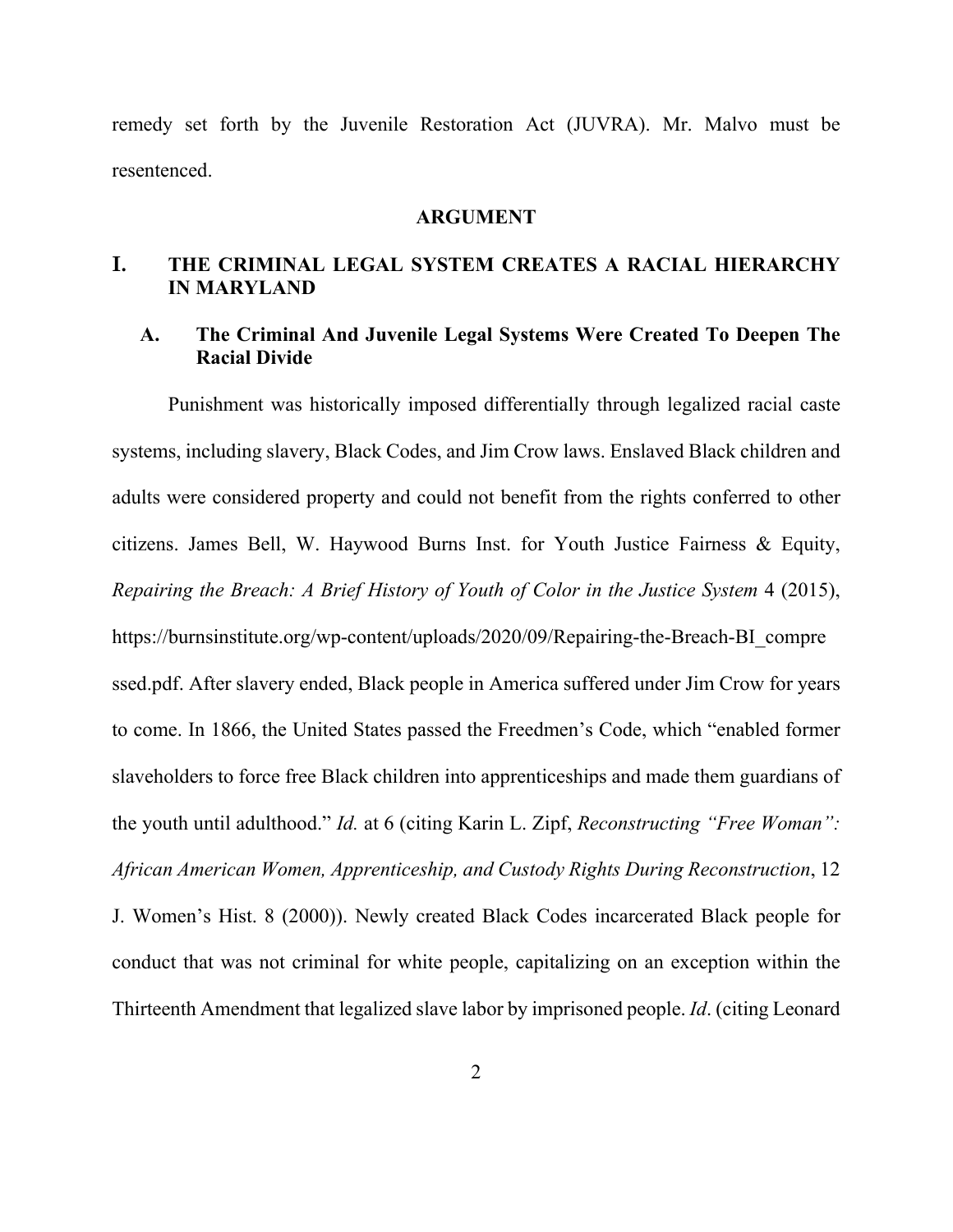remedy set forth by the Juvenile Restoration Act (JUVRA). Mr. Malvo must be resentenced.

## ARGUMENT

### I. THE CRIMINAL LEGAL SYSTEM CREATES A RACIAL HIERARCHY IN MARYLAND

#### A. The Criminal And Juvenile Legal Systems Were Created To Deepen The Racial Divide

Punishment was historically imposed differentially through legalized racial caste systems, including slavery, Black Codes, and Jim Crow laws. Enslaved Black children and adults were considered property and could not benefit from the rights conferred to other citizens. James Bell, W. Haywood Burns Inst. for Youth Justice Fairness & Equity, *Repairing the Breach: A Brief History of Youth of Color in the Justice System* 4 (2015), https://burnsinstitute.org/wp-content/uploads/2020/09/Repairing-the-Breach-BI_compressed.pdf. After slavery ended, Black people in America suffered under Jim Crow for years to come. In 1866, the United States passed the Freedmen's Code, which "enabled former slaveholders to force free Black children into apprenticeships and made them guardians of the youth until adulthood." *Id.* at 6 (citing Karin L. Zipf, *Reconstructing "Free Woman": African American Women, Apprenticeship, and Custody Rights During Reconstruction*, 12 J. Women's Hist. 8 (2000)). Newly created Black Codes incarcerated Black people for conduct that was not criminal for white people, capitalizing on an exception within the Thirteenth Amendment that legalized slave labor by imprisoned people. *Id*. (citing Leonard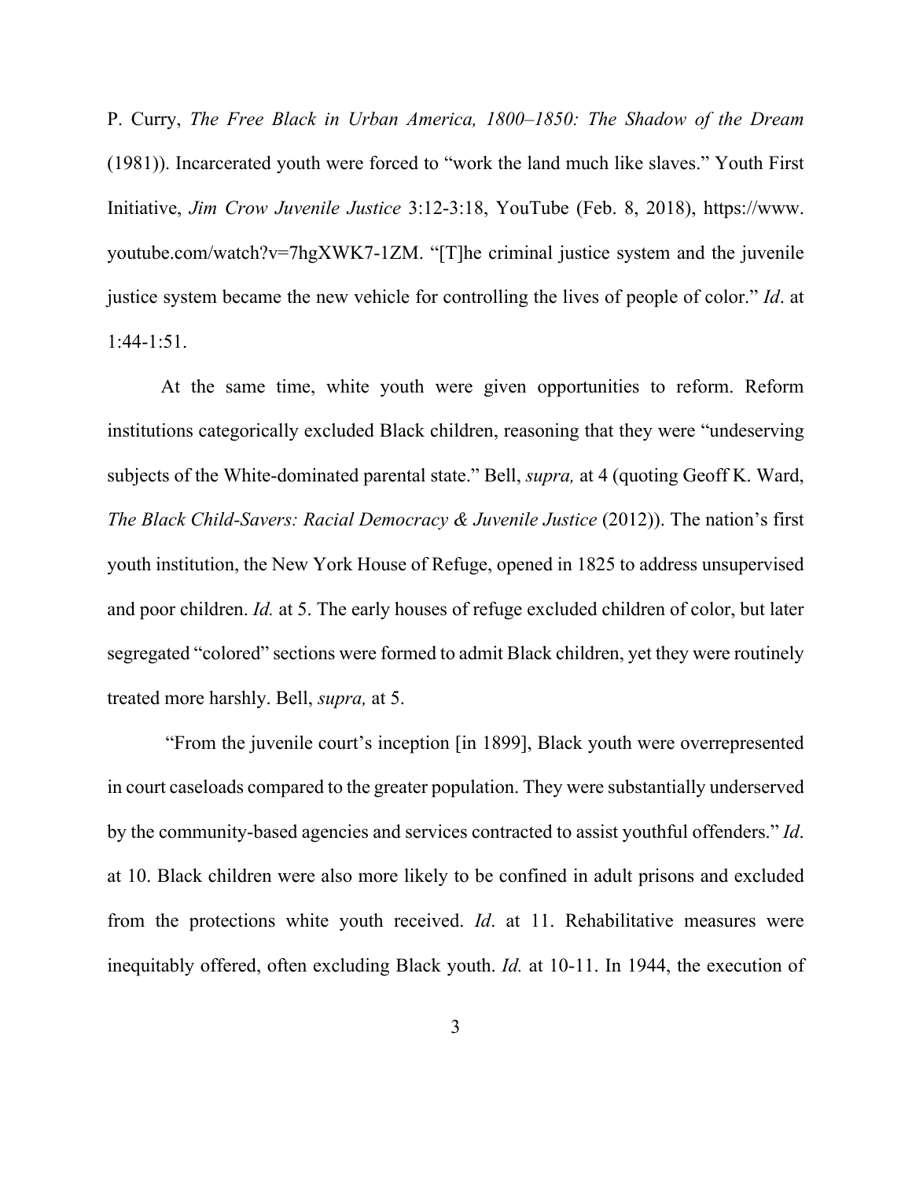P. Curry, *The Free Black in Urban America, 1800–1850: The Shadow of the Dream* (1981)). Incarcerated youth were forced to "work the land much like slaves." Youth First Initiative, *Jim Crow Juvenile Justice* 3:12-3:18, YouTube (Feb. 8, 2018), https://www.youtube.com/watch?v=7hgXWK7-1ZM. "[T]he criminal justice system and the juvenile justice system became the new vehicle for controlling the lives of people of color." *Id*. at 1:44-1:51.

At the same time, white youth were given opportunities to reform. Reform institutions categorically excluded Black children, reasoning that they were "undeserving subjects of the White-dominated parental state." Bell, *supra,* at 4 (quoting Geoff K. Ward, *The Black Child-Savers: Racial Democracy & Juvenile Justice* (2012)). The nation's first youth institution, the New York House of Refuge, opened in 1825 to address unsupervised and poor children. *Id.* at 5. The early houses of refuge excluded children of color, but later segregated "colored" sections were formed to admit Black children, yet they were routinely treated more harshly. Bell, *supra,* at 5.

"From the juvenile court's inception [in 1899], Black youth were overrepresented in court caseloads compared to the greater population. They were substantially underserved by the community-based agencies and services contracted to assist youthful offenders." *Id*. at 10. Black children were also more likely to be confined in adult prisons and excluded from the protections white youth received. *Id*. at 11. Rehabilitative measures were inequitably offered, often excluding Black youth. *Id.* at 10-11. In 1944, the execution of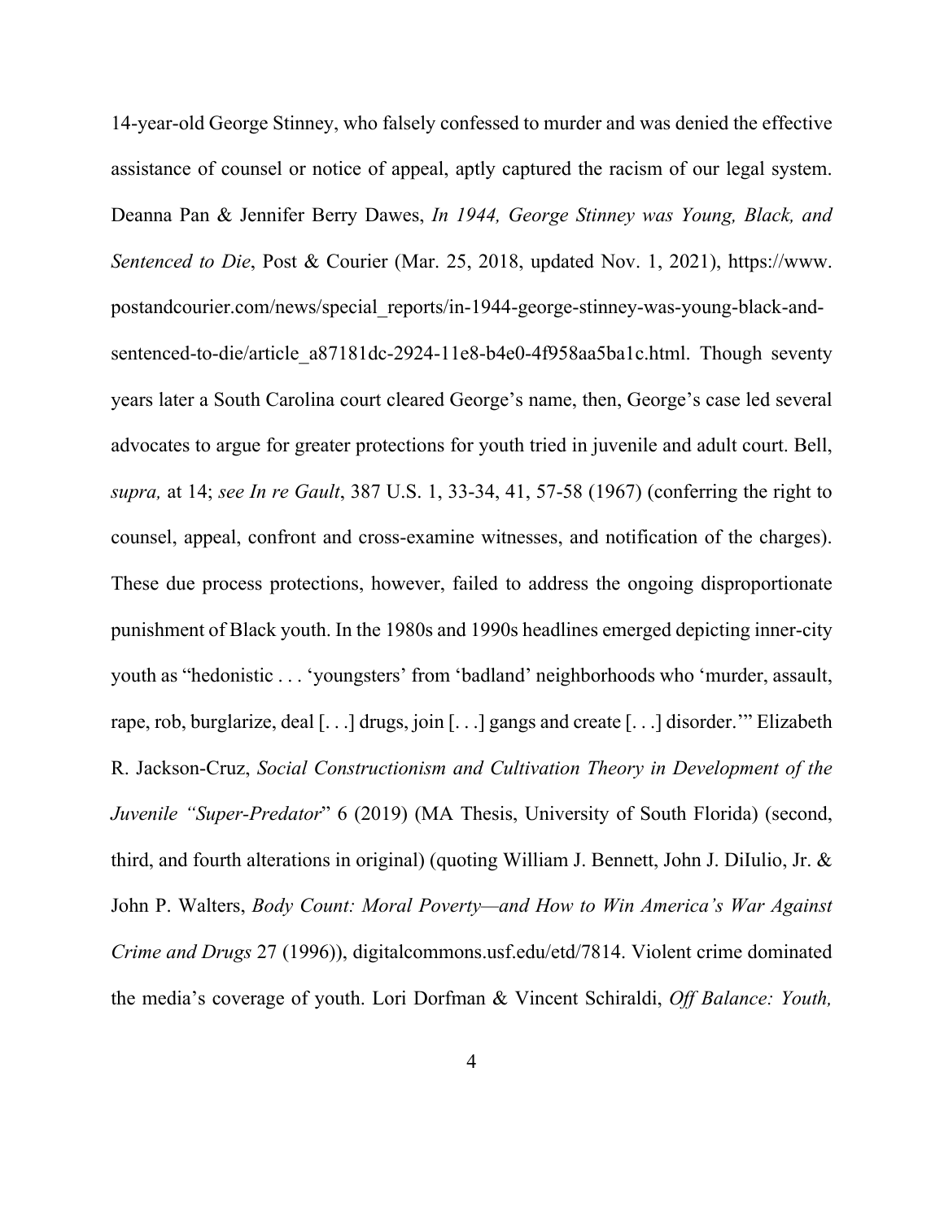14-year-old George Stinney, who falsely confessed to murder and was denied the effective assistance of counsel or notice of appeal, aptly captured the racism of our legal system. Deanna Pan & Jennifer Berry Dawes, *In 1944, George Stinney was Young, Black, and Sentenced to Die*, Post & Courier (Mar. 25, 2018, updated Nov. 1, 2021), https://www.postandcourier.com/news/special_reports/in-1944-george-stinney-was-young-black-and-sentenced-to-die/article_a87181dc-2924-11e8-b4e0-4f958aa5ba1c.html. Though seventy years later a South Carolina court cleared George's name, then, George's case led several advocates to argue for greater protections for youth tried in juvenile and adult court. Bell, *supra,* at 14; *see In re Gault*, 387 U.S. 1, 33-34, 41, 57-58 (1967) (conferring the right to counsel, appeal, confront and cross-examine witnesses, and notification of the charges). These due process protections, however, failed to address the ongoing disproportionate punishment of Black youth. In the 1980s and 1990s headlines emerged depicting inner-city youth as "hedonistic . . . 'youngsters' from 'badland' neighborhoods who 'murder, assault, rape, rob, burglarize, deal [. . .] drugs, join [. . .] gangs and create [. . .] disorder.'" Elizabeth R. Jackson-Cruz, *Social Constructionism and Cultivation Theory in Development of the Juvenile "Super-Predator*" 6 (2019) (MA Thesis, University of South Florida) (second, third, and fourth alterations in original) (quoting William J. Bennett, John J. DiIulio, Jr. & John P. Walters, *Body Count: Moral Poverty—and How to Win America's War Against Crime and Drugs* 27 (1996)), digitalcommons.usf.edu/etd/7814. Violent crime dominated the media's coverage of youth. Lori Dorfman & Vincent Schiraldi, *Off Balance: Youth,*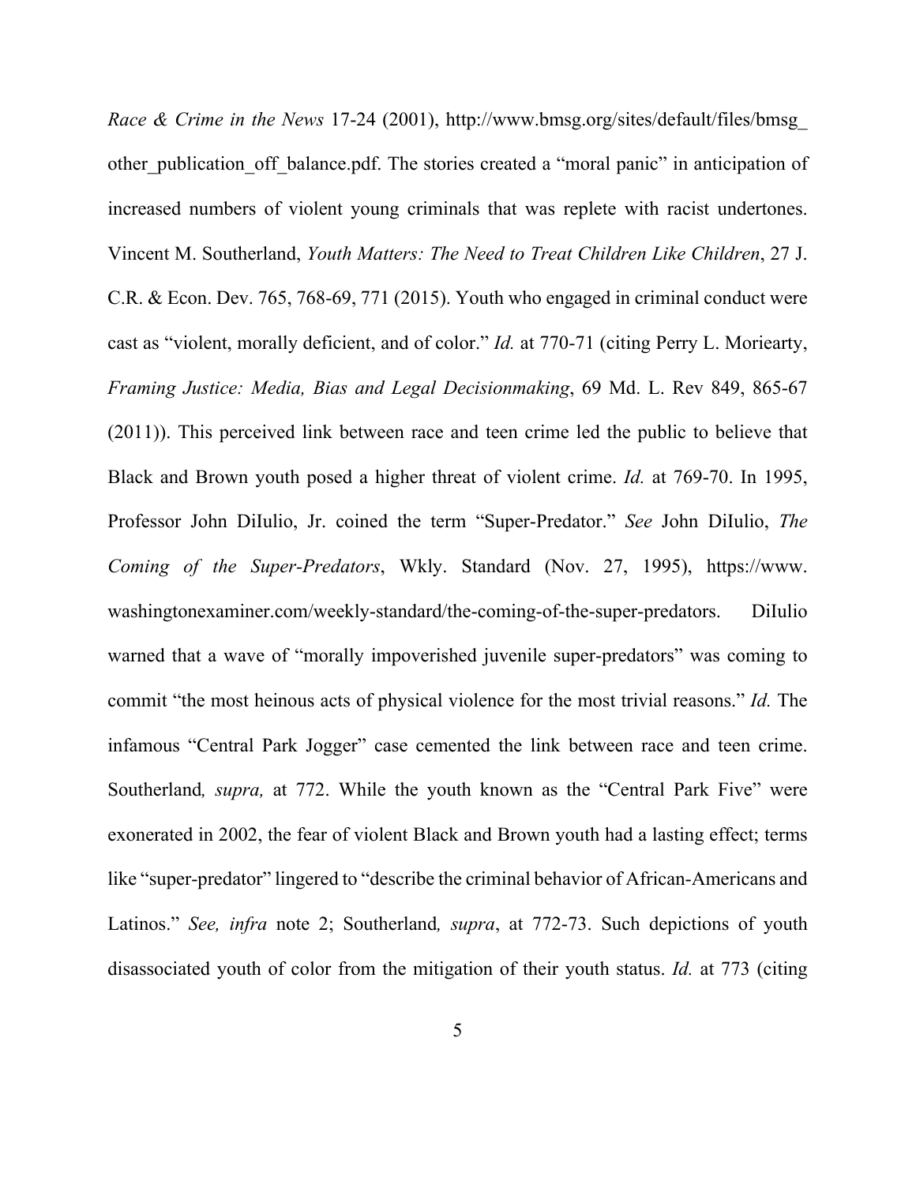*Race & Crime in the News* 17-24 (2001), http://www.bmsg.org/sites/default/files/bmsg_other_publication_off_balance.pdf. The stories created a "moral panic" in anticipation of increased numbers of violent young criminals that was replete with racist undertones. Vincent M. Southerland, *Youth Matters: The Need to Treat Children Like Children*, 27 J. C.R. & Econ. Dev. 765, 768-69, 771 (2015). Youth who engaged in criminal conduct were cast as "violent, morally deficient, and of color." *Id.* at 770-71 (citing Perry L. Moriearty, *Framing Justice: Media, Bias and Legal Decisionmaking*, 69 Md. L. Rev 849, 865-67 (2011)). This perceived link between race and teen crime led the public to believe that Black and Brown youth posed a higher threat of violent crime. *Id.* at 769-70. In 1995, Professor John DiIulio, Jr. coined the term "Super-Predator." *See* John DiIulio, *The Coming of the Super-Predators*, Wkly. Standard (Nov. 27, 1995), https://www.washingtonexaminer.com/weekly-standard/the-coming-of-the-super-predators. DiIulio warned that a wave of "morally impoverished juvenile super-predators" was coming to commit "the most heinous acts of physical violence for the most trivial reasons." *Id.* The infamous "Central Park Jogger" case cemented the link between race and teen crime. Southerland*, supra,* at 772. While the youth known as the "Central Park Five" were exonerated in 2002, the fear of violent Black and Brown youth had a lasting effect; terms like "super-predator" lingered to "describe the criminal behavior of African-Americans and Latinos." *See, infra* note 2; Southerland*, supra*, at 772-73. Such depictions of youth disassociated youth of color from the mitigation of their youth status. *Id.* at 773 (citing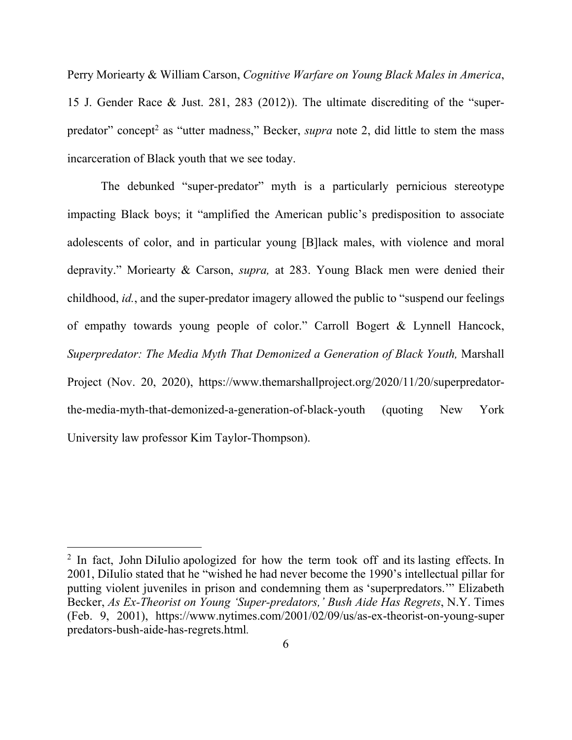Perry Moriearty & William Carson, *Cognitive Warfare on Young Black Males in America*, 15 J. Gender Race & Just. 281, 283 (2012)). The ultimate discrediting of the "super-predator" concept[2] as "utter madness," Becker, *supra* note 2, did little to stem the mass incarceration of Black youth that we see today.

The debunked "super-predator" myth is a particularly pernicious stereotype impacting Black boys; it "amplified the American public's predisposition to associate adolescents of color, and in particular young [B]lack males, with violence and moral depravity." Moriearty & Carson, *supra,* at 283. Young Black men were denied their childhood, *id.*, and the super-predator imagery allowed the public to "suspend our feelings of empathy towards young people of color." Carroll Bogert & Lynnell Hancock, *Superpredator: The Media Myth That Demonized a Generation of Black Youth,* Marshall Project (Nov. 20, 2020), https://www.themarshallproject.org/2020/11/20/superpredator-the-media-myth-that-demonized-a-generation-of-black-youth (quoting New York University law professor Kim Taylor-Thompson).

---

[2] In fact, John DiIulio apologized for how the term took off and its lasting effects. In 2001, DiIulio stated that he "wished he had never become the 1990's intellectual pillar for putting violent juveniles in prison and condemning them as 'superpredators.'" Elizabeth Becker, *As Ex-Theorist on Young 'Super-predators,' Bush Aide Has Regrets*, N.Y. Times (Feb. 9, 2001), https://www.nytimes.com/2001/02/09/us/as-ex-theorist-on-young-superpredators-bush-aide-has-regrets.html.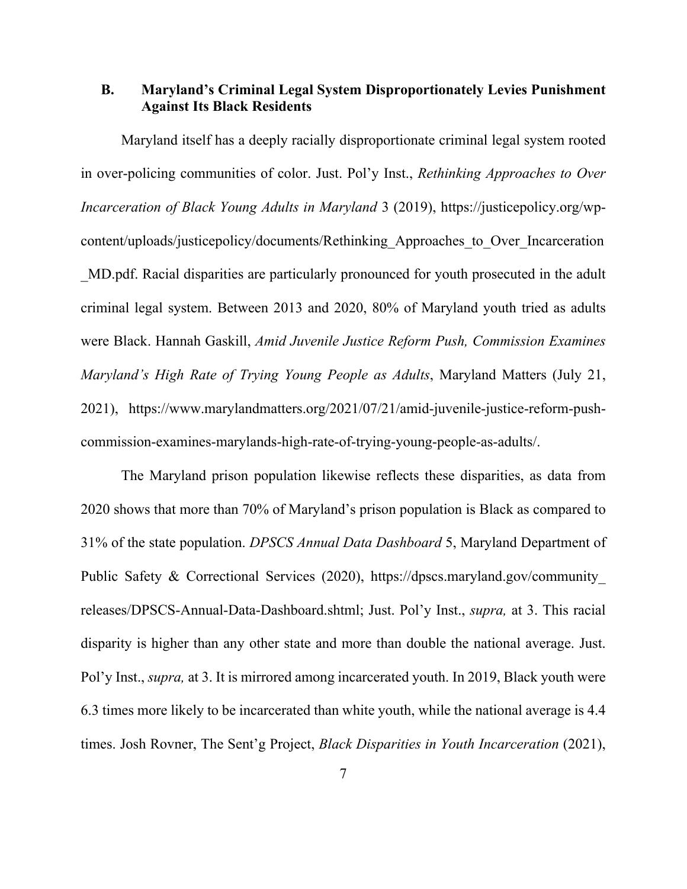### B. Maryland's Criminal Legal System Disproportionately Levies Punishment Against Its Black Residents

Maryland itself has a deeply racially disproportionate criminal legal system rooted in over-policing communities of color. Just. Pol'y Inst., *Rethinking Approaches to Over Incarceration of Black Young Adults in Maryland* 3 (2019), https://justicepolicy.org/wp-content/uploads/justicepolicy/documents/Rethinking_Approaches_to_Over_Incarceration_MD.pdf. Racial disparities are particularly pronounced for youth prosecuted in the adult criminal legal system. Between 2013 and 2020, 80% of Maryland youth tried as adults were Black. Hannah Gaskill, *Amid Juvenile Justice Reform Push, Commission Examines Maryland's High Rate of Trying Young People as Adults*, Maryland Matters (July 21, 2021), https://www.marylandmatters.org/2021/07/21/amid-juvenile-justice-reform-push-commission-examines-marylands-high-rate-of-trying-young-people-as-adults/.

The Maryland prison population likewise reflects these disparities, as data from 2020 shows that more than 70% of Maryland's prison population is Black as compared to 31% of the state population. *DPSCS Annual Data Dashboard* 5, Maryland Department of Public Safety & Correctional Services (2020), https://dpscs.maryland.gov/community_releases/DPSCS-Annual-Data-Dashboard.shtml; Just. Pol'y Inst., *supra,* at 3. This racial disparity is higher than any other state and more than double the national average. Just. Pol'y Inst., *supra,* at 3. It is mirrored among incarcerated youth. In 2019, Black youth were 6.3 times more likely to be incarcerated than white youth, while the national average is 4.4 times. Josh Rovner, The Sent'g Project, *Black Disparities in Youth Incarceration* (2021),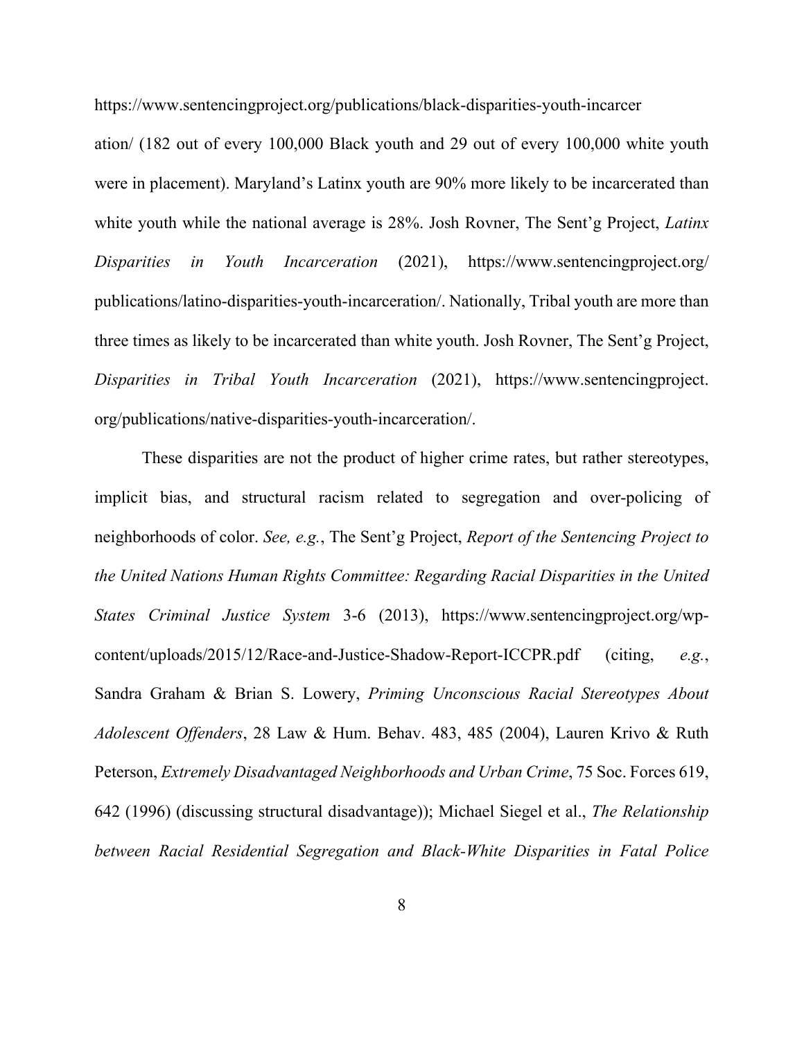https://www.sentencingproject.org/publications/black-disparities-youth-incarceration/ (182 out of every 100,000 Black youth and 29 out of every 100,000 white youth were in placement). Maryland's Latinx youth are 90% more likely to be incarcerated than white youth while the national average is 28%. Josh Rovner, The Sent'g Project, *Latinx Disparities in Youth Incarceration* (2021), https://www.sentencingproject.org/publications/latino-disparities-youth-incarceration/. Nationally, Tribal youth are more than three times as likely to be incarcerated than white youth. Josh Rovner, The Sent'g Project, *Disparities in Tribal Youth Incarceration* (2021), https://www.sentencingproject.org/publications/native-disparities-youth-incarceration/.

These disparities are not the product of higher crime rates, but rather stereotypes, implicit bias, and structural racism related to segregation and over-policing of neighborhoods of color. *See, e.g.*, The Sent'g Project, *Report of the Sentencing Project to the United Nations Human Rights Committee: Regarding Racial Disparities in the United States Criminal Justice System* 3-6 (2013), https://www.sentencingproject.org/wp-content/uploads/2015/12/Race-and-Justice-Shadow-Report-ICCPR.pdf (citing, *e.g.*, Sandra Graham & Brian S. Lowery, *Priming Unconscious Racial Stereotypes About Adolescent Offenders*, 28 Law & Hum. Behav. 483, 485 (2004), Lauren Krivo & Ruth Peterson, *Extremely Disadvantaged Neighborhoods and Urban Crime*, 75 Soc. Forces 619, 642 (1996) (discussing structural disadvantage)); Michael Siegel et al., *The Relationship between Racial Residential Segregation and Black-White Disparities in Fatal Police*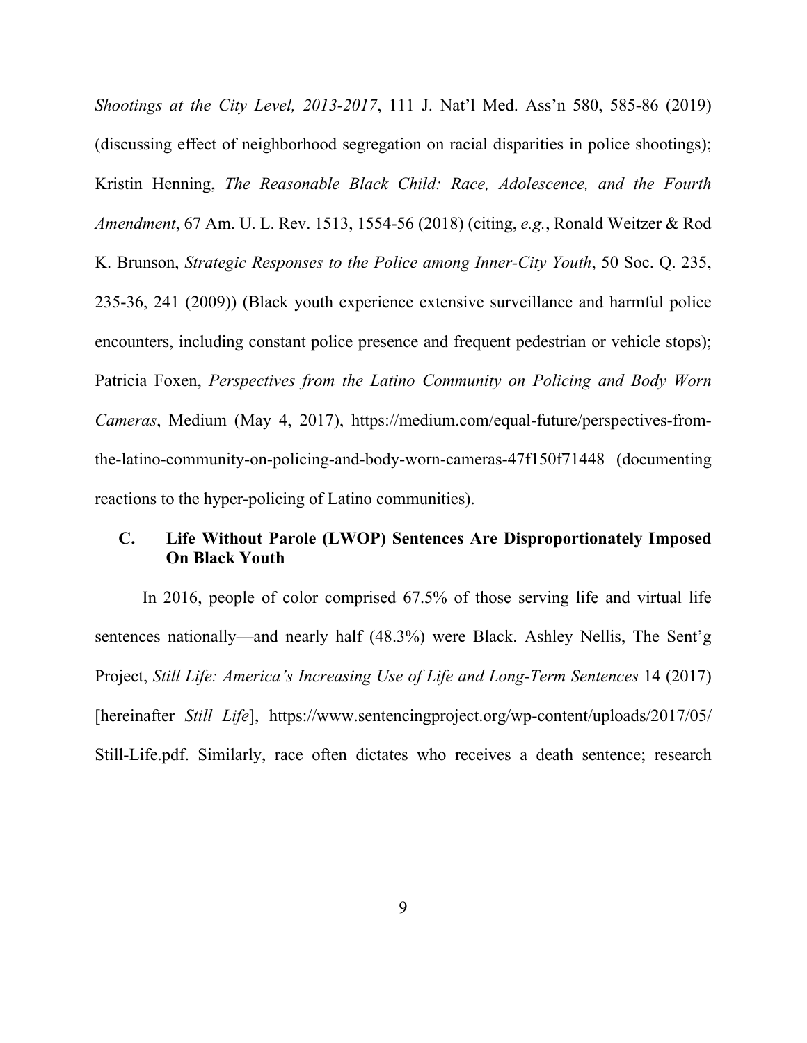*Shootings at the City Level, 2013-2017*, 111 J. Nat'l Med. Ass'n 580, 585-86 (2019) (discussing effect of neighborhood segregation on racial disparities in police shootings); Kristin Henning, *The Reasonable Black Child: Race, Adolescence, and the Fourth Amendment*, 67 Am. U. L. Rev. 1513, 1554-56 (2018) (citing, *e.g.*, Ronald Weitzer & Rod K. Brunson, *Strategic Responses to the Police among Inner-City Youth*, 50 Soc. Q. 235, 235-36, 241 (2009)) (Black youth experience extensive surveillance and harmful police encounters, including constant police presence and frequent pedestrian or vehicle stops); Patricia Foxen, *Perspectives from the Latino Community on Policing and Body Worn Cameras*, Medium (May 4, 2017), https://medium.com/equal-future/perspectives-from-the-latino-community-on-policing-and-body-worn-cameras-47f150f71448 (documenting reactions to the hyper-policing of Latino communities).

### C. Life Without Parole (LWOP) Sentences Are Disproportionately Imposed On Black Youth

In 2016, people of color comprised 67.5% of those serving life and virtual life sentences nationally—and nearly half (48.3%) were Black. Ashley Nellis, The Sent'g Project, *Still Life: America's Increasing Use of Life and Long-Term Sentences* 14 (2017) [hereinafter *Still Life*], https://www.sentencingproject.org/wp-content/uploads/2017/05/Still-Life.pdf. Similarly, race often dictates who receives a death sentence; research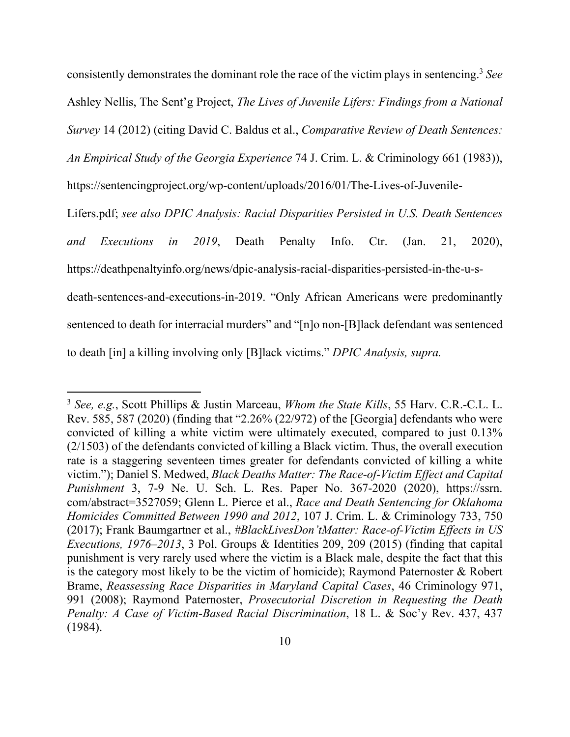consistently demonstrates the dominant role the race of the victim plays in sentencing.[3] *See* Ashley Nellis, The Sent'g Project, *The Lives of Juvenile Lifers: Findings from a National Survey* 14 (2012) (citing David C. Baldus et al., *Comparative Review of Death Sentences: An Empirical Study of the Georgia Experience* 74 J. Crim. L. & Criminology 661 (1983)), https://sentencingproject.org/wp-content/uploads/2016/01/The-Lives-of-Juvenile-Lifers.pdf; *see also DPIC Analysis: Racial Disparities Persisted in U.S. Death Sentences and Executions in 2019*, Death Penalty Info. Ctr. (Jan. 21, 2020), https://deathpenaltyinfo.org/news/dpic-analysis-racial-disparities-persisted-in-the-u-s-death-sentences-and-executions-in-2019. "Only African Americans were predominantly sentenced to death for interracial murders" and "[n]o non-[B]lack defendant was sentenced to death [in] a killing involving only [B]lack victims." *DPIC Analysis, supra.*

---

[3] *See, e.g.*, Scott Phillips & Justin Marceau, *Whom the State Kills*, 55 Harv. C.R.-C.L. L. Rev. 585, 587 (2020) (finding that "2.26% (22/972) of the [Georgia] defendants who were convicted of killing a white victim were ultimately executed, compared to just 0.13% (2/1503) of the defendants convicted of killing a Black victim. Thus, the overall execution rate is a staggering seventeen times greater for defendants convicted of killing a white victim."); Daniel S. Medwed, *Black Deaths Matter: The Race-of-Victim Effect and Capital Punishment* 3, 7-9 Ne. U. Sch. L. Res. Paper No. 367-2020 (2020), https://ssrn.com/abstract=3527059; Glenn L. Pierce et al., *Race and Death Sentencing for Oklahoma Homicides Committed Between 1990 and 2012*, 107 J. Crim. L. & Criminology 733, 750 (2017); Frank Baumgartner et al., *#BlackLivesDon'tMatter: Race-of-Victim Effects in US Executions, 1976–2013*, 3 Pol. Groups & Identities 209, 209 (2015) (finding that capital punishment is very rarely used where the victim is a Black male, despite the fact that this is the category most likely to be the victim of homicide); Raymond Paternoster & Robert Brame, *Reassessing Race Disparities in Maryland Capital Cases*, 46 Criminology 971, 991 (2008); Raymond Paternoster, *Prosecutorial Discretion in Requesting the Death Penalty: A Case of Victim-Based Racial Discrimination*, 18 L. & Soc'y Rev. 437, 437 (1984).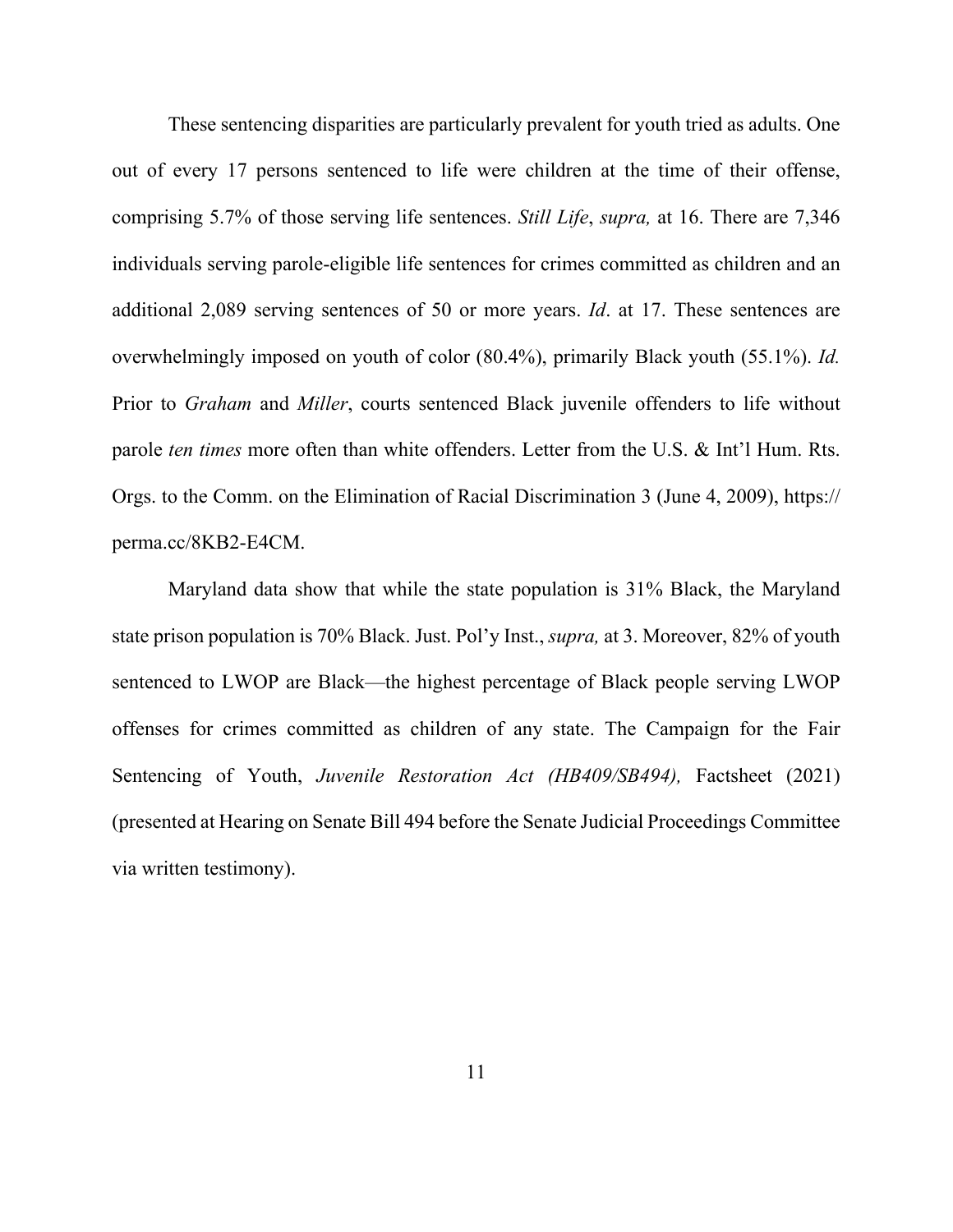These sentencing disparities are particularly prevalent for youth tried as adults. One out of every 17 persons sentenced to life were children at the time of their offense, comprising 5.7% of those serving life sentences. *Still Life*, *supra,* at 16. There are 7,346 individuals serving parole-eligible life sentences for crimes committed as children and an additional 2,089 serving sentences of 50 or more years. *Id*. at 17. These sentences are overwhelmingly imposed on youth of color (80.4%), primarily Black youth (55.1%). *Id.* Prior to *Graham* and *Miller*, courts sentenced Black juvenile offenders to life without parole *ten times* more often than white offenders. Letter from the U.S. & Int'l Hum. Rts. Orgs. to the Comm. on the Elimination of Racial Discrimination 3 (June 4, 2009), https://perma.cc/8KB2-E4CM.

Maryland data show that while the state population is 31% Black, the Maryland state prison population is 70% Black. Just. Pol'y Inst., *supra,* at 3. Moreover, 82% of youth sentenced to LWOP are Black—the highest percentage of Black people serving LWOP offenses for crimes committed as children of any state. The Campaign for the Fair Sentencing of Youth, *Juvenile Restoration Act (HB409/SB494),* Factsheet (2021) (presented at Hearing on Senate Bill 494 before the Senate Judicial Proceedings Committee via written testimony).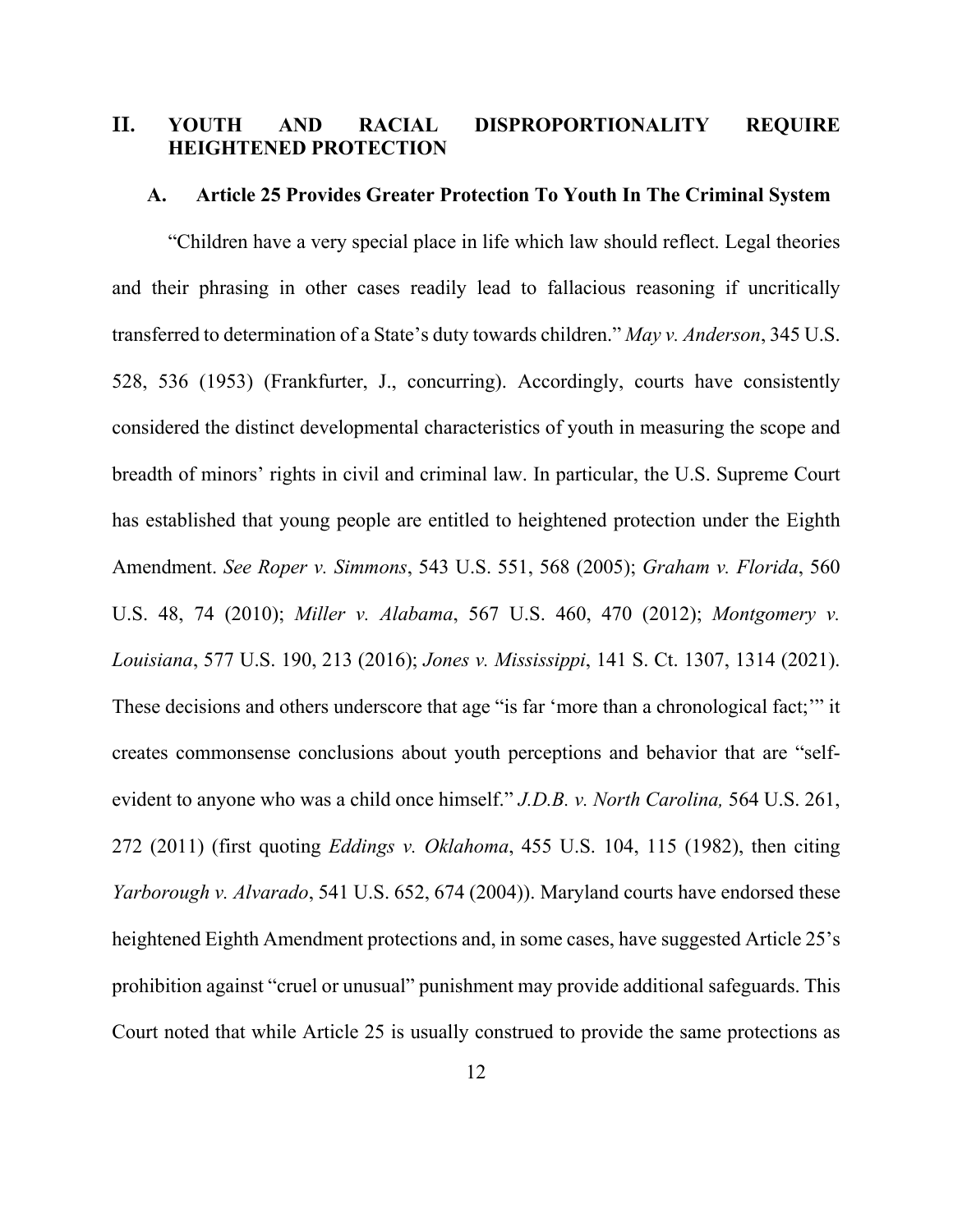## II. YOUTH AND RACIAL DISPROPORTIONALITY REQUIRE HEIGHTENED PROTECTION

### A. Article 25 Provides Greater Protection To Youth In The Criminal System

"Children have a very special place in life which law should reflect. Legal theories and their phrasing in other cases readily lead to fallacious reasoning if uncritically transferred to determination of a State's duty towards children." *May v. Anderson*, 345 U.S. 528, 536 (1953) (Frankfurter, J., concurring). Accordingly, courts have consistently considered the distinct developmental characteristics of youth in measuring the scope and breadth of minors' rights in civil and criminal law. In particular, the U.S. Supreme Court has established that young people are entitled to heightened protection under the Eighth Amendment. *See Roper v. Simmons*, 543 U.S. 551, 568 (2005); *Graham v. Florida*, 560 U.S. 48, 74 (2010); *Miller v. Alabama*, 567 U.S. 460, 470 (2012); *Montgomery v. Louisiana*, 577 U.S. 190, 213 (2016); *Jones v. Mississippi*, 141 S. Ct. 1307, 1314 (2021). These decisions and others underscore that age "is far 'more than a chronological fact;'" it creates commonsense conclusions about youth perceptions and behavior that are "self-evident to anyone who was a child once himself." *J.D.B. v. North Carolina,* 564 U.S. 261, 272 (2011) (first quoting *Eddings v. Oklahoma*, 455 U.S. 104, 115 (1982), then citing *Yarborough v. Alvarado*, 541 U.S. 652, 674 (2004)). Maryland courts have endorsed these heightened Eighth Amendment protections and, in some cases, have suggested Article 25's prohibition against "cruel or unusual" punishment may provide additional safeguards. This Court noted that while Article 25 is usually construed to provide the same protections as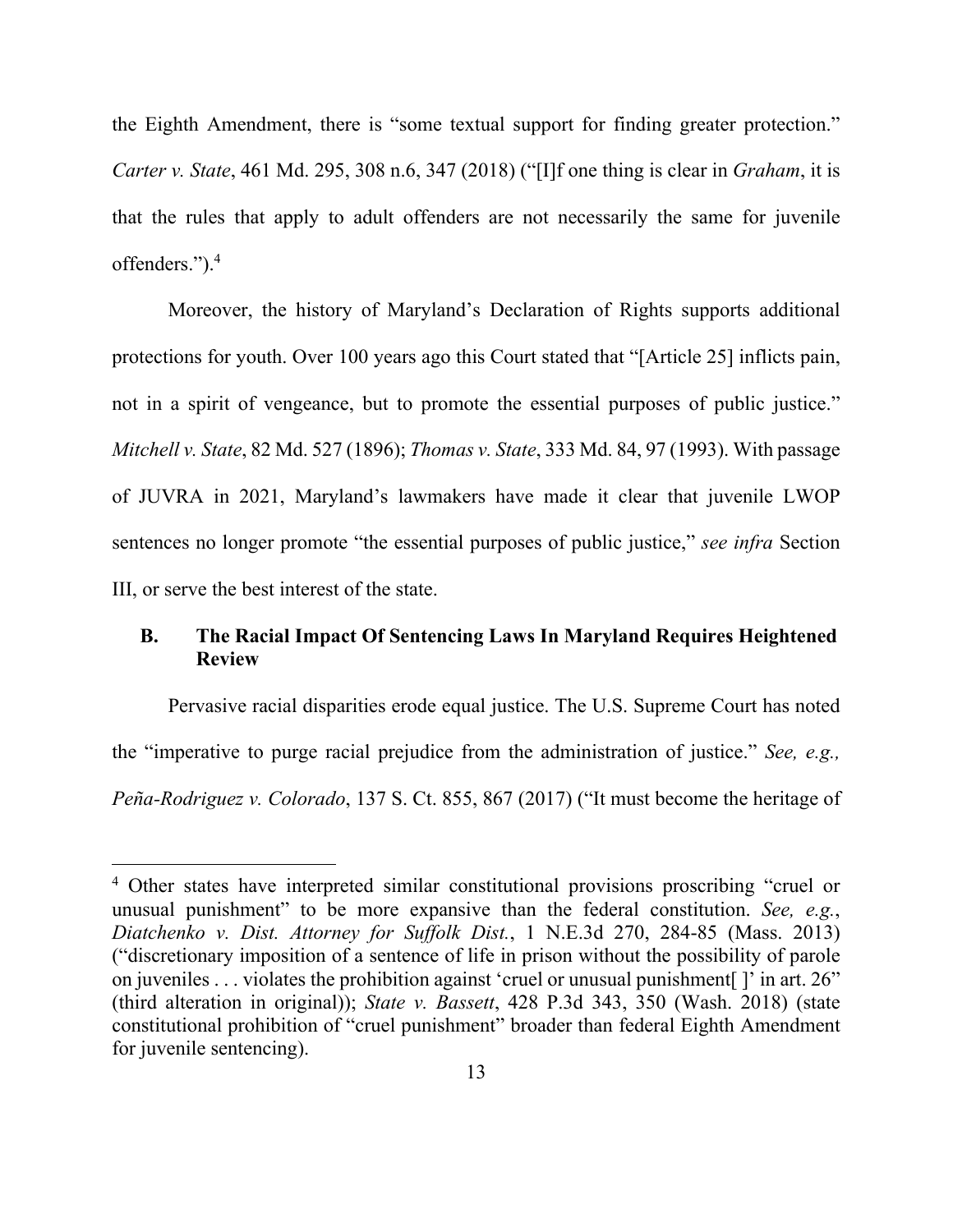the Eighth Amendment, there is "some textual support for finding greater protection." *Carter v. State*, 461 Md. 295, 308 n.6, 347 (2018) ("[I]f one thing is clear in *Graham*, it is that the rules that apply to adult offenders are not necessarily the same for juvenile offenders.").[4]

Moreover, the history of Maryland's Declaration of Rights supports additional protections for youth. Over 100 years ago this Court stated that "[Article 25] inflicts pain, not in a spirit of vengeance, but to promote the essential purposes of public justice." *Mitchell v. State*, 82 Md. 527 (1896); *Thomas v. State*, 333 Md. 84, 97 (1993). With passage of JUVRA in 2021, Maryland's lawmakers have made it clear that juvenile LWOP sentences no longer promote "the essential purposes of public justice," *see infra* Section III, or serve the best interest of the state.

### B. The Racial Impact Of Sentencing Laws In Maryland Requires Heightened Review

Pervasive racial disparities erode equal justice. The U.S. Supreme Court has noted the "imperative to purge racial prejudice from the administration of justice." *See, e.g., Peña-Rodriguez v. Colorado*, 137 S. Ct. 855, 867 (2017) ("It must become the heritage of

---

[4] Other states have interpreted similar constitutional provisions proscribing "cruel or unusual punishment" to be more expansive than the federal constitution. *See, e.g.*, *Diatchenko v. Dist. Attorney for Suffolk Dist.*, 1 N.E.3d 270, 284-85 (Mass. 2013) ("discretionary imposition of a sentence of life in prison without the possibility of parole on juveniles . . . violates the prohibition against 'cruel or unusual punishment[ ]' in art. 26" (third alteration in original)); *State v. Bassett*, 428 P.3d 343, 350 (Wash. 2018) (state constitutional prohibition of "cruel punishment" broader than federal Eighth Amendment for juvenile sentencing).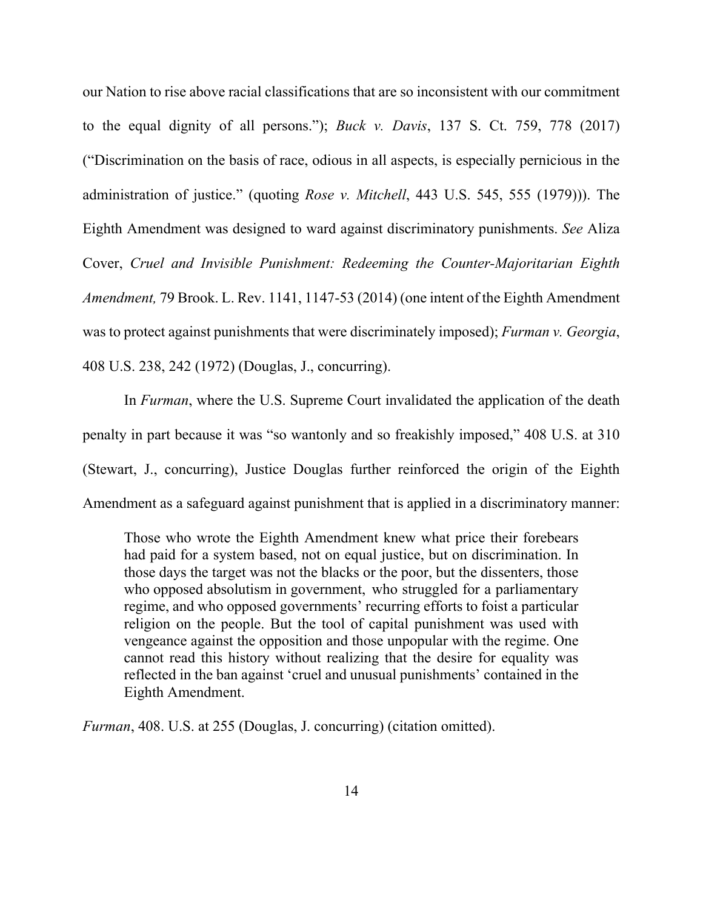our Nation to rise above racial classifications that are so inconsistent with our commitment to the equal dignity of all persons."); *Buck v. Davis*, 137 S. Ct. 759, 778 (2017) ("Discrimination on the basis of race, odious in all aspects, is especially pernicious in the administration of justice." (quoting *Rose v. Mitchell*, 443 U.S. 545, 555 (1979))). The Eighth Amendment was designed to ward against discriminatory punishments. *See* Aliza Cover, *Cruel and Invisible Punishment: Redeeming the Counter-Majoritarian Eighth Amendment,* 79 Brook. L. Rev. 1141, 1147-53 (2014) (one intent of the Eighth Amendment was to protect against punishments that were discriminately imposed); *Furman v. Georgia*, 408 U.S. 238, 242 (1972) (Douglas, J., concurring).

In *Furman*, where the U.S. Supreme Court invalidated the application of the death penalty in part because it was "so wantonly and so freakishly imposed," 408 U.S. at 310 (Stewart, J., concurring), Justice Douglas further reinforced the origin of the Eighth Amendment as a safeguard against punishment that is applied in a discriminatory manner:

> Those who wrote the Eighth Amendment knew what price their forebears had paid for a system based, not on equal justice, but on discrimination. In those days the target was not the blacks or the poor, but the dissenters, those who opposed absolutism in government, who struggled for a parliamentary regime, and who opposed governments' recurring efforts to foist a particular religion on the people. But the tool of capital punishment was used with vengeance against the opposition and those unpopular with the regime. One cannot read this history without realizing that the desire for equality was reflected in the ban against 'cruel and unusual punishments' contained in the Eighth Amendment.

*Furman*, 408. U.S. at 255 (Douglas, J. concurring) (citation omitted).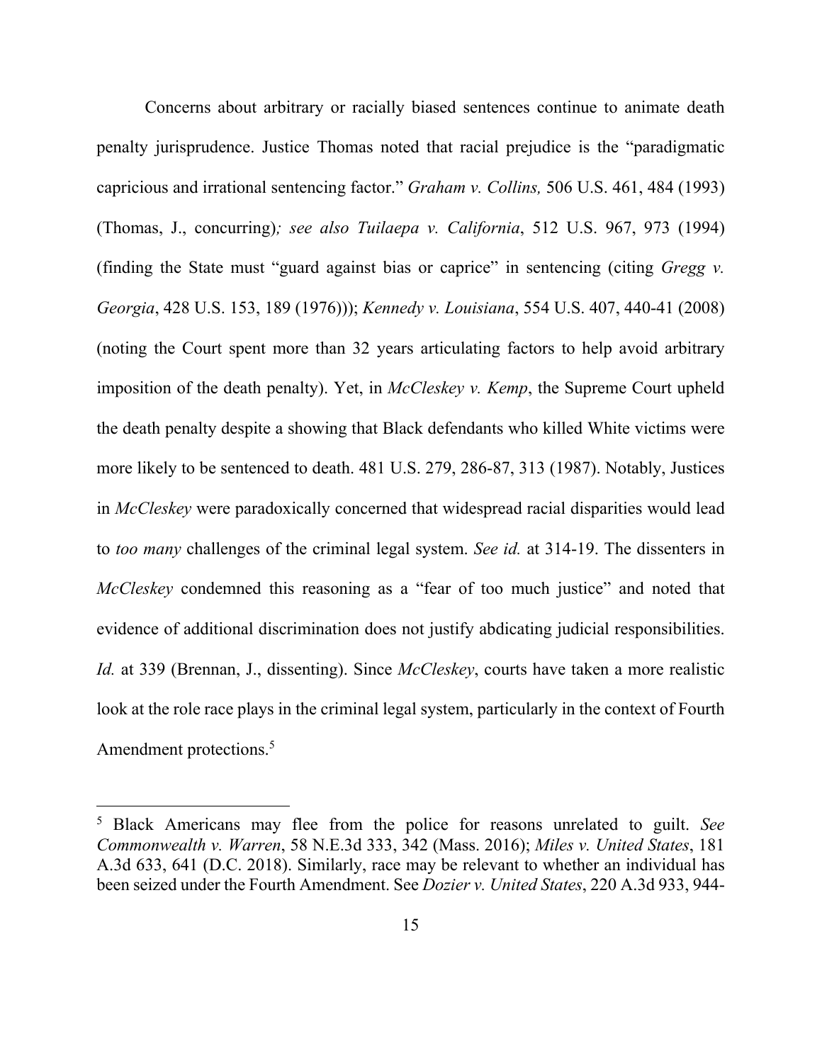Concerns about arbitrary or racially biased sentences continue to animate death penalty jurisprudence. Justice Thomas noted that racial prejudice is the "paradigmatic capricious and irrational sentencing factor." *Graham v. Collins,* 506 U.S. 461, 484 (1993) (Thomas, J., concurring)*; see also Tuilaepa v. California*, 512 U.S. 967, 973 (1994) (finding the State must "guard against bias or caprice" in sentencing (citing *Gregg v. Georgia*, 428 U.S. 153, 189 (1976))); *Kennedy v. Louisiana*, 554 U.S. 407, 440-41 (2008) (noting the Court spent more than 32 years articulating factors to help avoid arbitrary imposition of the death penalty). Yet, in *McCleskey v. Kemp*, the Supreme Court upheld the death penalty despite a showing that Black defendants who killed White victims were more likely to be sentenced to death. 481 U.S. 279, 286-87, 313 (1987). Notably, Justices in *McCleskey* were paradoxically concerned that widespread racial disparities would lead to *too many* challenges of the criminal legal system. *See id.* at 314-19. The dissenters in *McCleskey* condemned this reasoning as a "fear of too much justice" and noted that evidence of additional discrimination does not justify abdicating judicial responsibilities. *Id.* at 339 (Brennan, J., dissenting). Since *McCleskey*, courts have taken a more realistic look at the role race plays in the criminal legal system, particularly in the context of Fourth Amendment protections.[5]

---

[5] Black Americans may flee from the police for reasons unrelated to guilt. *See Commonwealth v. Warren*, 58 N.E.3d 333, 342 (Mass. 2016); *Miles v. United States*, 181 A.3d 633, 641 (D.C. 2018). Similarly, race may be relevant to whether an individual has been seized under the Fourth Amendment. See *Dozier v. United States*, 220 A.3d 933, 944-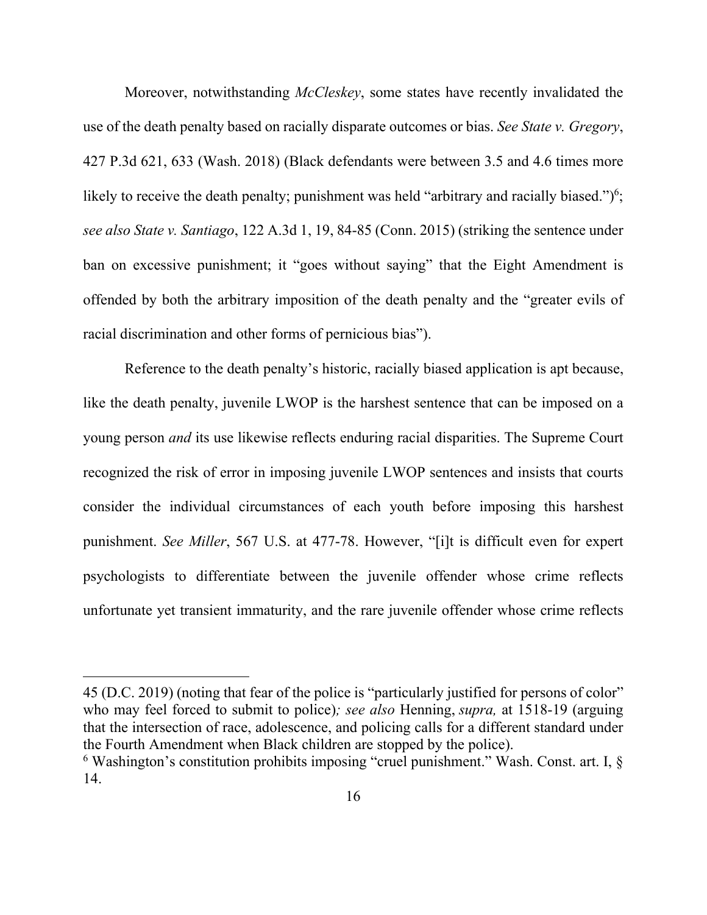Moreover, notwithstanding *McCleskey*, some states have recently invalidated the use of the death penalty based on racially disparate outcomes or bias. *See State v. Gregory*, 427 P.3d 621, 633 (Wash. 2018) (Black defendants were between 3.5 and 4.6 times more likely to receive the death penalty; punishment was held "arbitrary and racially biased.")[6]; *see also State v. Santiago*, 122 A.3d 1, 19, 84-85 (Conn. 2015) (striking the sentence under ban on excessive punishment; it "goes without saying" that the Eight Amendment is offended by both the arbitrary imposition of the death penalty and the "greater evils of racial discrimination and other forms of pernicious bias").

Reference to the death penalty's historic, racially biased application is apt because, like the death penalty, juvenile LWOP is the harshest sentence that can be imposed on a young person *and* its use likewise reflects enduring racial disparities. The Supreme Court recognized the risk of error in imposing juvenile LWOP sentences and insists that courts consider the individual circumstances of each youth before imposing this harshest punishment. *See Miller*, 567 U.S. at 477-78. However, "[i]t is difficult even for expert psychologists to differentiate between the juvenile offender whose crime reflects unfortunate yet transient immaturity, and the rare juvenile offender whose crime reflects

---

45 (D.C. 2019) (noting that fear of the police is "particularly justified for persons of color" who may feel forced to submit to police)*; see also* Henning, *supra,* at 1518-19 (arguing that the intersection of race, adolescence, and policing calls for a different standard under the Fourth Amendment when Black children are stopped by the police).

[6] Washington's constitution prohibits imposing "cruel punishment." Wash. Const. art. I, § 14.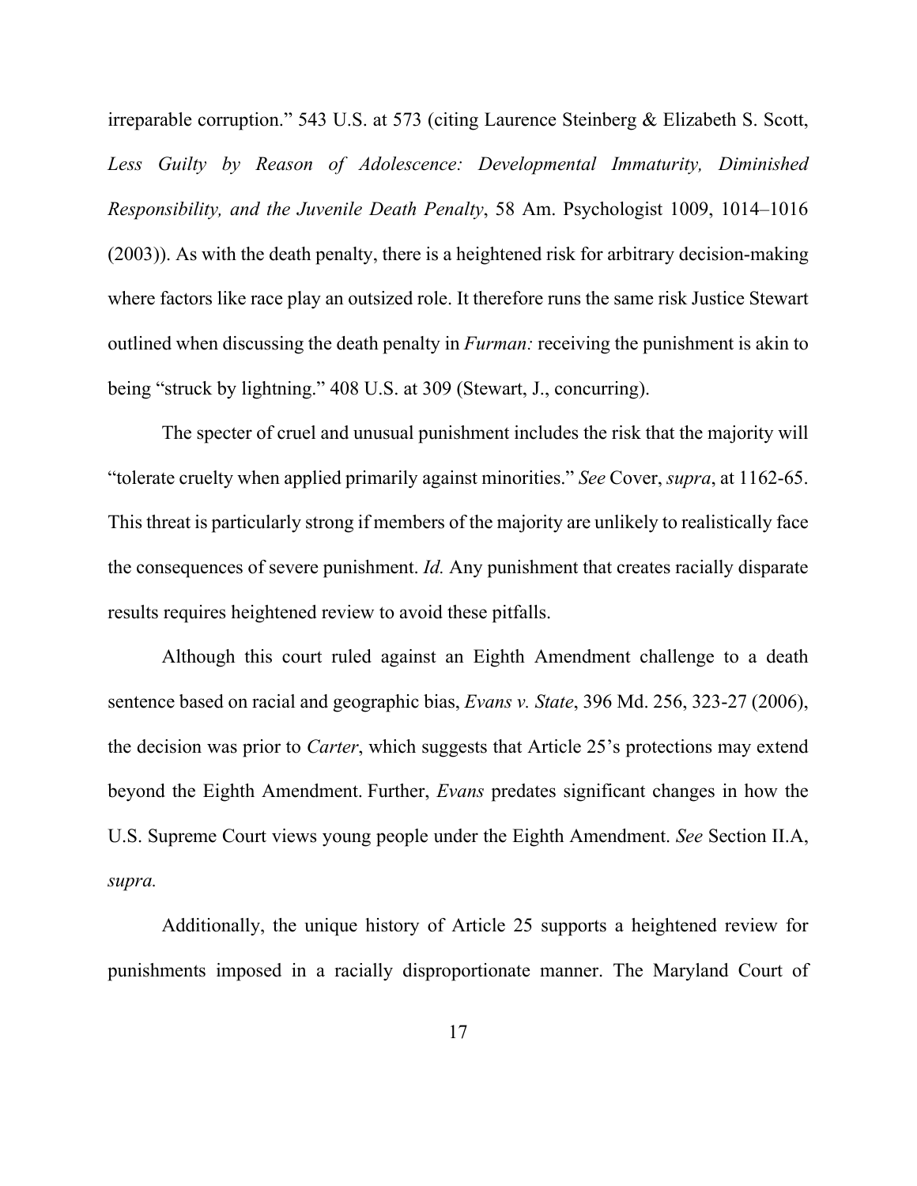irreparable corruption." 543 U.S. at 573 (citing Laurence Steinberg & Elizabeth S. Scott, *Less Guilty by Reason of Adolescence: Developmental Immaturity, Diminished Responsibility, and the Juvenile Death Penalty*, 58 Am. Psychologist 1009, 1014–1016 (2003)). As with the death penalty, there is a heightened risk for arbitrary decision-making where factors like race play an outsized role. It therefore runs the same risk Justice Stewart outlined when discussing the death penalty in *Furman:* receiving the punishment is akin to being "struck by lightning." 408 U.S. at 309 (Stewart, J., concurring).

The specter of cruel and unusual punishment includes the risk that the majority will "tolerate cruelty when applied primarily against minorities." *See* Cover, *supra*, at 1162-65. This threat is particularly strong if members of the majority are unlikely to realistically face the consequences of severe punishment. *Id.* Any punishment that creates racially disparate results requires heightened review to avoid these pitfalls.

Although this court ruled against an Eighth Amendment challenge to a death sentence based on racial and geographic bias, *Evans v. State*, 396 Md. 256, 323-27 (2006), the decision was prior to *Carter*, which suggests that Article 25's protections may extend beyond the Eighth Amendment. Further, *Evans* predates significant changes in how the U.S. Supreme Court views young people under the Eighth Amendment. *See* Section II.A, *supra.*

Additionally, the unique history of Article 25 supports a heightened review for punishments imposed in a racially disproportionate manner. The Maryland Court of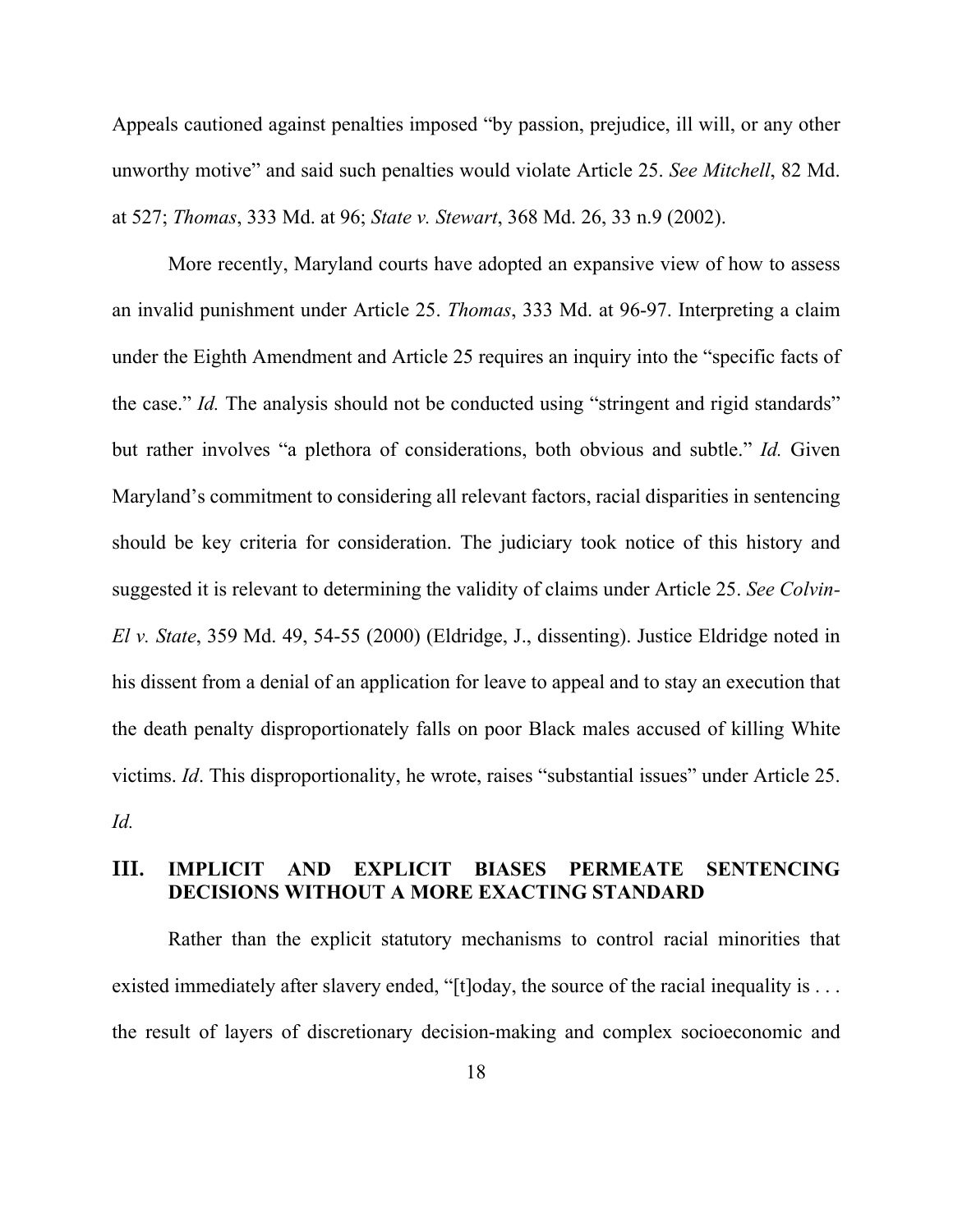Appeals cautioned against penalties imposed "by passion, prejudice, ill will, or any other unworthy motive" and said such penalties would violate Article 25. *See Mitchell*, 82 Md. at 527; *Thomas*, 333 Md. at 96; *State v. Stewart*, 368 Md. 26, 33 n.9 (2002).

More recently, Maryland courts have adopted an expansive view of how to assess an invalid punishment under Article 25. *Thomas*, 333 Md. at 96-97. Interpreting a claim under the Eighth Amendment and Article 25 requires an inquiry into the "specific facts of the case." *Id.* The analysis should not be conducted using "stringent and rigid standards" but rather involves "a plethora of considerations, both obvious and subtle." *Id.* Given Maryland's commitment to considering all relevant factors, racial disparities in sentencing should be key criteria for consideration. The judiciary took notice of this history and suggested it is relevant to determining the validity of claims under Article 25. *See Colvin-El v. State*, 359 Md. 49, 54-55 (2000) (Eldridge, J., dissenting). Justice Eldridge noted in his dissent from a denial of an application for leave to appeal and to stay an execution that the death penalty disproportionately falls on poor Black males accused of killing White victims. *Id*. This disproportionality, he wrote, raises "substantial issues" under Article 25. *Id.*

## III. IMPLICIT AND EXPLICIT BIASES PERMEATE SENTENCING DECISIONS WITHOUT A MORE EXACTING STANDARD

Rather than the explicit statutory mechanisms to control racial minorities that existed immediately after slavery ended, "[t]oday, the source of the racial inequality is . . . the result of layers of discretionary decision-making and complex socioeconomic and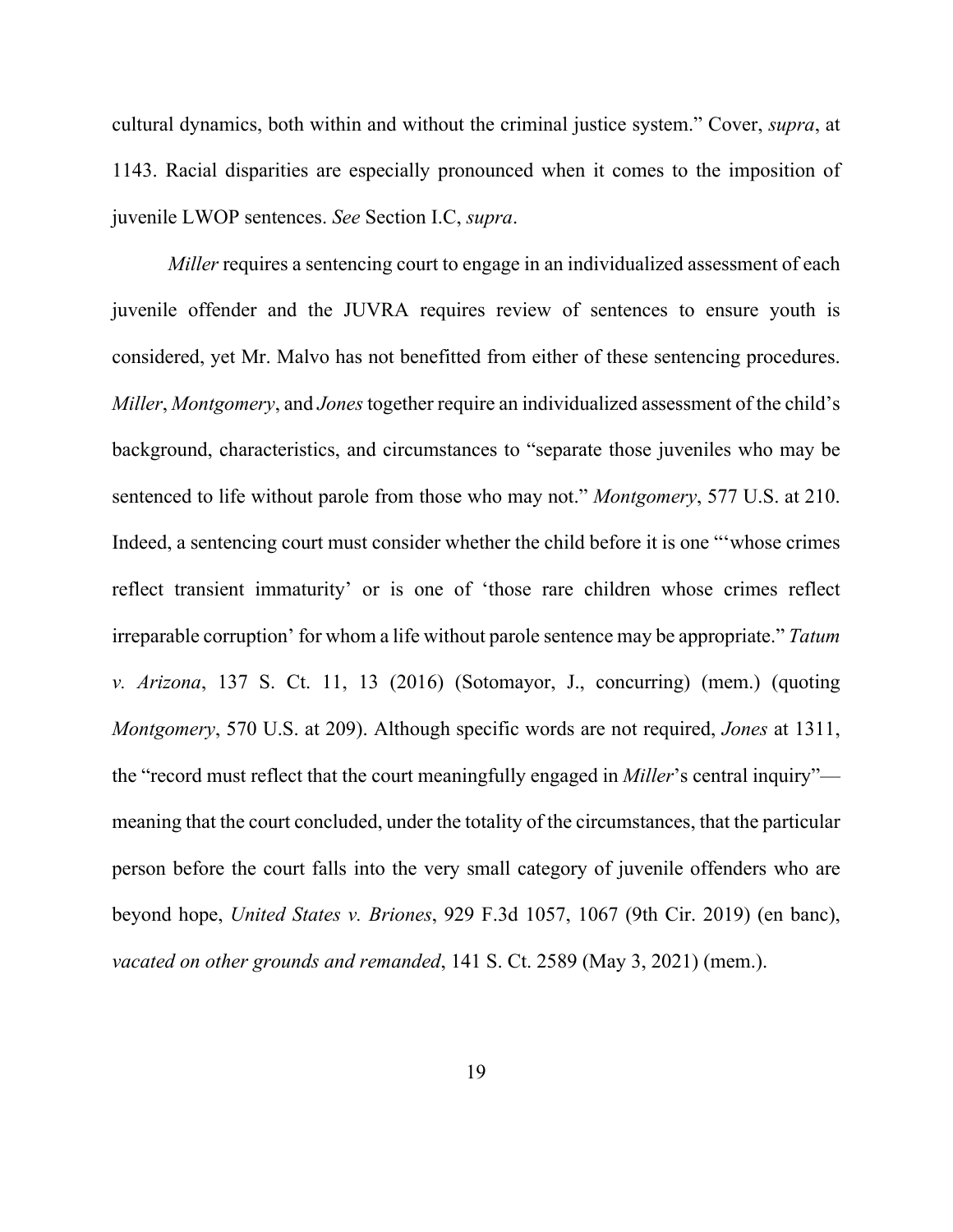cultural dynamics, both within and without the criminal justice system." Cover, *supra*, at 1143. Racial disparities are especially pronounced when it comes to the imposition of juvenile LWOP sentences. *See* Section I.C, *supra*.

*Miller* requires a sentencing court to engage in an individualized assessment of each juvenile offender and the JUVRA requires review of sentences to ensure youth is considered, yet Mr. Malvo has not benefitted from either of these sentencing procedures. *Miller*, *Montgomery*, and *Jones* together require an individualized assessment of the child's background, characteristics, and circumstances to "separate those juveniles who may be sentenced to life without parole from those who may not." *Montgomery*, 577 U.S. at 210. Indeed, a sentencing court must consider whether the child before it is one "'whose crimes reflect transient immaturity' or is one of 'those rare children whose crimes reflect irreparable corruption' for whom a life without parole sentence may be appropriate." *Tatum v. Arizona*, 137 S. Ct. 11, 13 (2016) (Sotomayor, J., concurring) (mem.) (quoting *Montgomery*, 570 U.S. at 209). Although specific words are not required, *Jones* at 1311, the "record must reflect that the court meaningfully engaged in *Miller*'s central inquiry"—meaning that the court concluded, under the totality of the circumstances, that the particular person before the court falls into the very small category of juvenile offenders who are beyond hope, *United States v. Briones*, 929 F.3d 1057, 1067 (9th Cir. 2019) (en banc), *vacated on other grounds and remanded*, 141 S. Ct. 2589 (May 3, 2021) (mem.).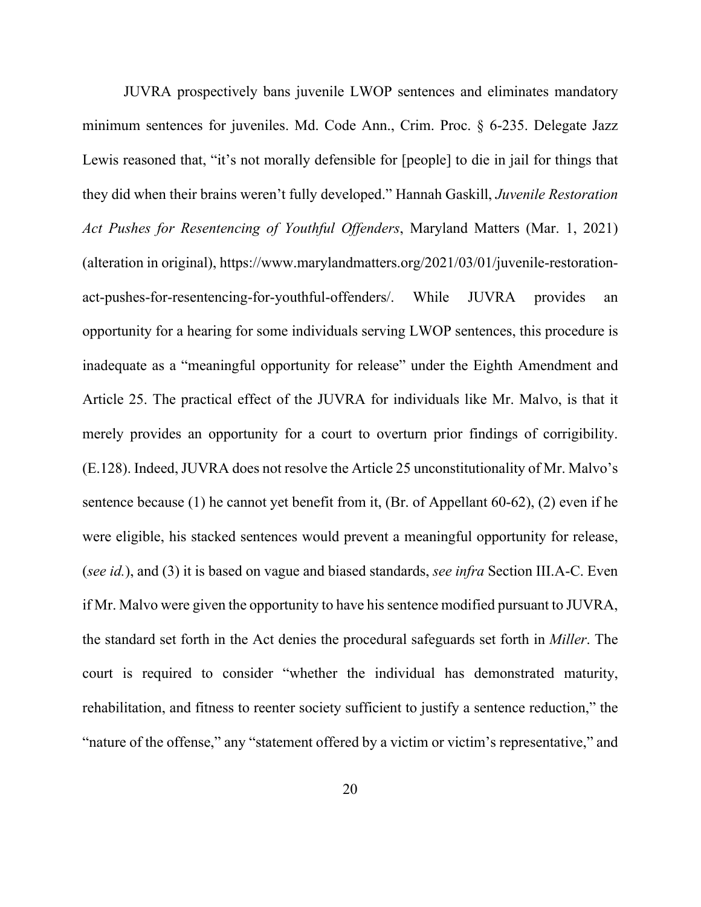JUVRA prospectively bans juvenile LWOP sentences and eliminates mandatory minimum sentences for juveniles. Md. Code Ann., Crim. Proc. § 6-235. Delegate Jazz Lewis reasoned that, "it's not morally defensible for [people] to die in jail for things that they did when their brains weren't fully developed." Hannah Gaskill, *Juvenile Restoration Act Pushes for Resentencing of Youthful Offenders*, Maryland Matters (Mar. 1, 2021) (alteration in original), https://www.marylandmatters.org/2021/03/01/juvenile-restoration-act-pushes-for-resentencing-for-youthful-offenders/. While JUVRA provides an opportunity for a hearing for some individuals serving LWOP sentences, this procedure is inadequate as a "meaningful opportunity for release" under the Eighth Amendment and Article 25. The practical effect of the JUVRA for individuals like Mr. Malvo, is that it merely provides an opportunity for a court to overturn prior findings of corrigibility. (E.128). Indeed, JUVRA does not resolve the Article 25 unconstitutionality of Mr. Malvo's sentence because (1) he cannot yet benefit from it, (Br. of Appellant 60-62), (2) even if he were eligible, his stacked sentences would prevent a meaningful opportunity for release, (*see id.*), and (3) it is based on vague and biased standards, *see infra* Section III.A-C. Even if Mr. Malvo were given the opportunity to have his sentence modified pursuant to JUVRA, the standard set forth in the Act denies the procedural safeguards set forth in *Miller*. The court is required to consider "whether the individual has demonstrated maturity, rehabilitation, and fitness to reenter society sufficient to justify a sentence reduction," the "nature of the offense," any "statement offered by a victim or victim's representative," and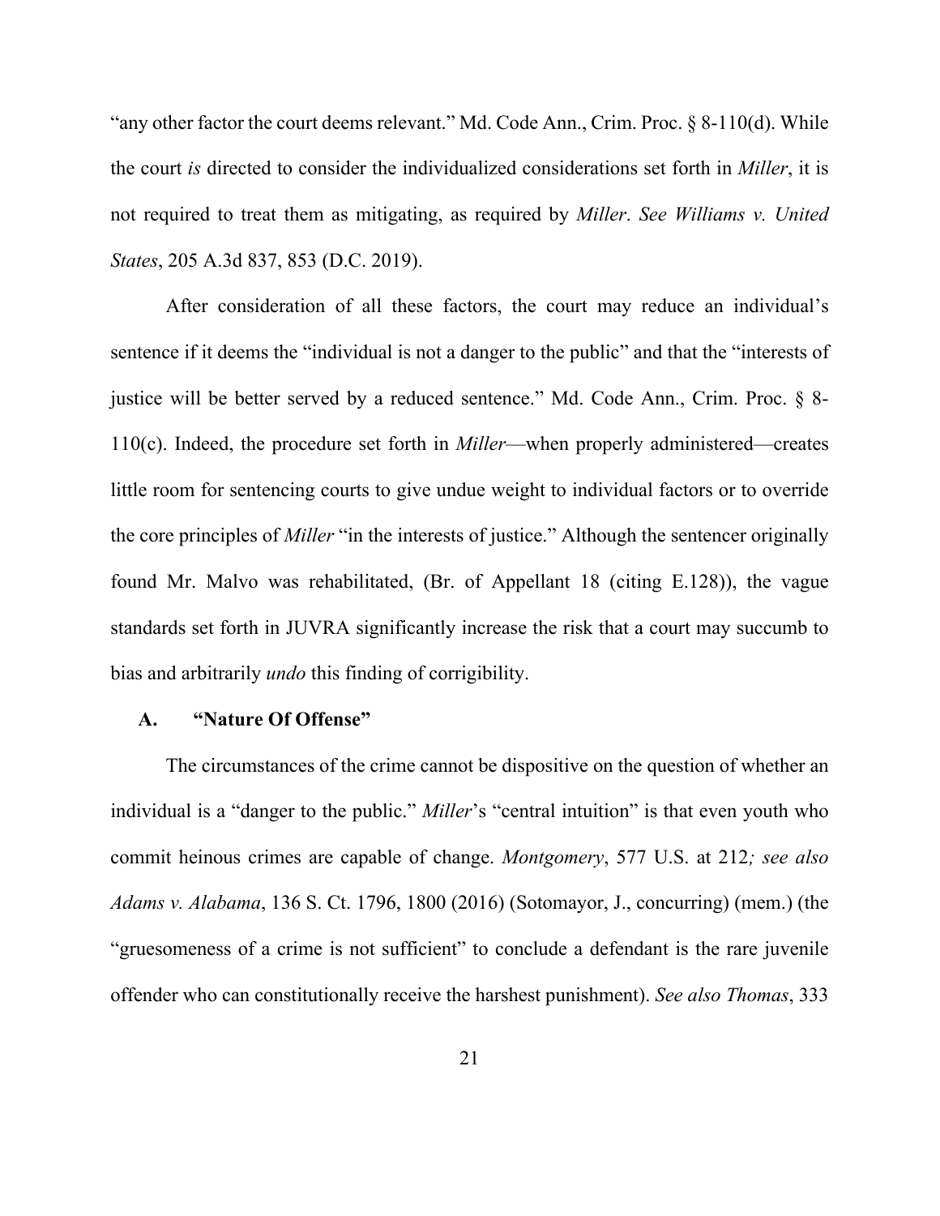"any other factor the court deems relevant." Md. Code Ann., Crim. Proc. § 8-110(d). While the court *is* directed to consider the individualized considerations set forth in *Miller*, it is not required to treat them as mitigating, as required by *Miller*. *See Williams v. United States*, 205 A.3d 837, 853 (D.C. 2019).

After consideration of all these factors, the court may reduce an individual's sentence if it deems the "individual is not a danger to the public" and that the "interests of justice will be better served by a reduced sentence." Md. Code Ann., Crim. Proc. § 8-110(c). Indeed, the procedure set forth in *Miller*—when properly administered—creates little room for sentencing courts to give undue weight to individual factors or to override the core principles of *Miller* "in the interests of justice." Although the sentencer originally found Mr. Malvo was rehabilitated, (Br. of Appellant 18 (citing E.128)), the vague standards set forth in JUVRA significantly increase the risk that a court may succumb to bias and arbitrarily *undo* this finding of corrigibility.

### A. "Nature Of Offense"

The circumstances of the crime cannot be dispositive on the question of whether an individual is a "danger to the public." *Miller*'s "central intuition" is that even youth who commit heinous crimes are capable of change. *Montgomery*, 577 U.S. at 212*; see also Adams v. Alabama*, 136 S. Ct. 1796, 1800 (2016) (Sotomayor, J., concurring) (mem.) (the "gruesomeness of a crime is not sufficient" to conclude a defendant is the rare juvenile offender who can constitutionally receive the harshest punishment). *See also Thomas*, 333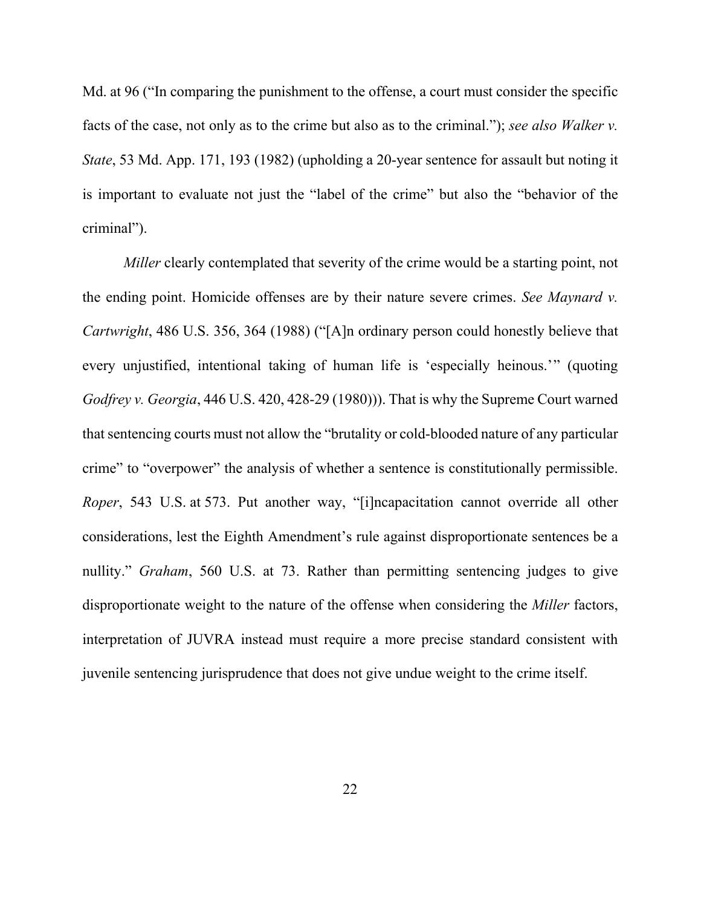Md. at 96 ("In comparing the punishment to the offense, a court must consider the specific facts of the case, not only as to the crime but also as to the criminal."); *see also Walker v. State*, 53 Md. App. 171, 193 (1982) (upholding a 20-year sentence for assault but noting it is important to evaluate not just the "label of the crime" but also the "behavior of the criminal").

*Miller* clearly contemplated that severity of the crime would be a starting point, not the ending point. Homicide offenses are by their nature severe crimes. *See Maynard v. Cartwright*, 486 U.S. 356, 364 (1988) ("[A]n ordinary person could honestly believe that every unjustified, intentional taking of human life is 'especially heinous.'" (quoting *Godfrey v. Georgia*, 446 U.S. 420, 428-29 (1980))). That is why the Supreme Court warned that sentencing courts must not allow the "brutality or cold-blooded nature of any particular crime" to "overpower" the analysis of whether a sentence is constitutionally permissible. *Roper*, 543 U.S. at 573. Put another way, "[i]ncapacitation cannot override all other considerations, lest the Eighth Amendment's rule against disproportionate sentences be a nullity." *Graham*, 560 U.S. at 73. Rather than permitting sentencing judges to give disproportionate weight to the nature of the offense when considering the *Miller* factors, interpretation of JUVRA instead must require a more precise standard consistent with juvenile sentencing jurisprudence that does not give undue weight to the crime itself.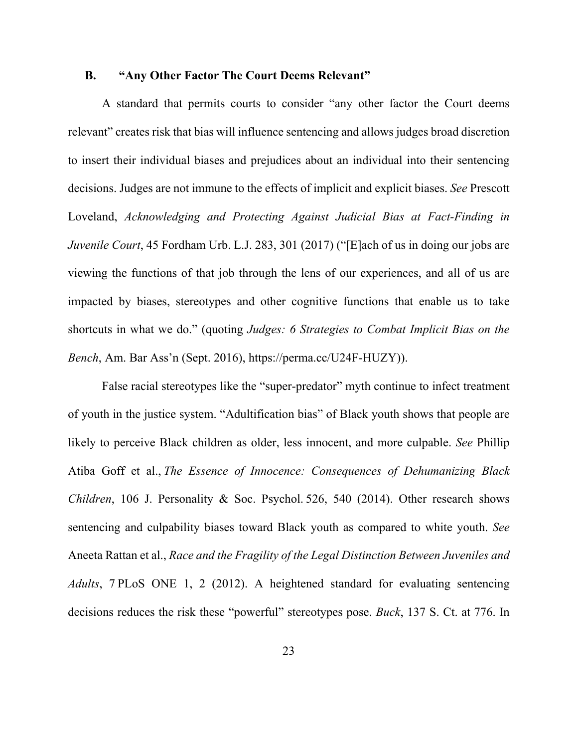### B. "Any Other Factor The Court Deems Relevant"

A standard that permits courts to consider "any other factor the Court deems relevant" creates risk that bias will influence sentencing and allows judges broad discretion to insert their individual biases and prejudices about an individual into their sentencing decisions. Judges are not immune to the effects of implicit and explicit biases. *See* Prescott Loveland, *Acknowledging and Protecting Against Judicial Bias at Fact-Finding in Juvenile Court*, 45 Fordham Urb. L.J. 283, 301 (2017) ("[E]ach of us in doing our jobs are viewing the functions of that job through the lens of our experiences, and all of us are impacted by biases, stereotypes and other cognitive functions that enable us to take shortcuts in what we do." (quoting *Judges: 6 Strategies to Combat Implicit Bias on the Bench*, Am. Bar Ass'n (Sept. 2016), https://perma.cc/U24F-HUZY)).

False racial stereotypes like the "super-predator" myth continue to infect treatment of youth in the justice system. "Adultification bias" of Black youth shows that people are likely to perceive Black children as older, less innocent, and more culpable. *See* Phillip Atiba Goff et al., *The Essence of Innocence: Consequences of Dehumanizing Black Children*, 106 J. Personality & Soc. Psychol. 526, 540 (2014). Other research shows sentencing and culpability biases toward Black youth as compared to white youth. *See* Aneeta Rattan et al., *Race and the Fragility of the Legal Distinction Between Juveniles and Adults*, 7 PLoS ONE 1, 2 (2012). A heightened standard for evaluating sentencing decisions reduces the risk these "powerful" stereotypes pose. *Buck*, 137 S. Ct. at 776. In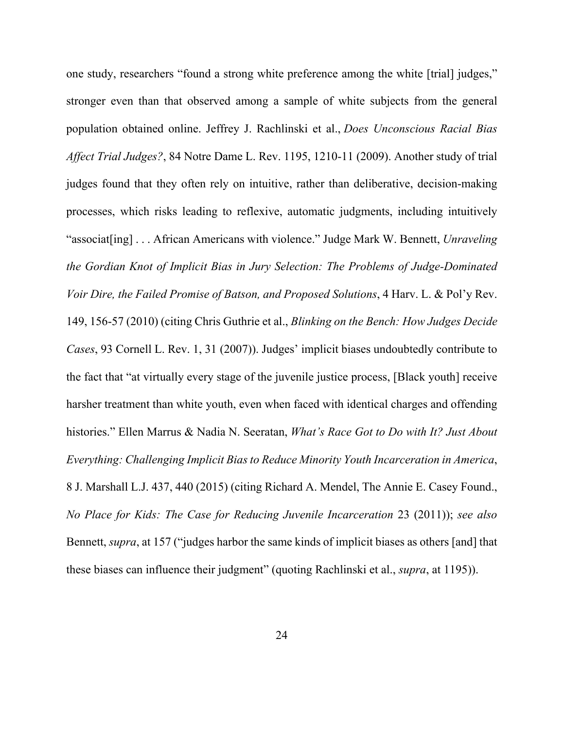one study, researchers "found a strong white preference among the white [trial] judges," stronger even than that observed among a sample of white subjects from the general population obtained online. Jeffrey J. Rachlinski et al., *Does Unconscious Racial Bias Affect Trial Judges?*, 84 Notre Dame L. Rev. 1195, 1210-11 (2009). Another study of trial judges found that they often rely on intuitive, rather than deliberative, decision-making processes, which risks leading to reflexive, automatic judgments, including intuitively "associat[ing] . . . African Americans with violence." Judge Mark W. Bennett, *Unraveling the Gordian Knot of Implicit Bias in Jury Selection: The Problems of Judge-Dominated Voir Dire, the Failed Promise of Batson, and Proposed Solutions*, 4 Harv. L. & Pol'y Rev. 149, 156-57 (2010) (citing Chris Guthrie et al., *Blinking on the Bench: How Judges Decide Cases*, 93 Cornell L. Rev. 1, 31 (2007)). Judges' implicit biases undoubtedly contribute to the fact that "at virtually every stage of the juvenile justice process, [Black youth] receive harsher treatment than white youth, even when faced with identical charges and offending histories." Ellen Marrus & Nadia N. Seeratan, *What's Race Got to Do with It? Just About Everything: Challenging Implicit Bias to Reduce Minority Youth Incarceration in America*, 8 J. Marshall L.J. 437, 440 (2015) (citing Richard A. Mendel, The Annie E. Casey Found., *No Place for Kids: The Case for Reducing Juvenile Incarceration* 23 (2011)); *see also* Bennett, *supra*, at 157 ("judges harbor the same kinds of implicit biases as others [and] that these biases can influence their judgment" (quoting Rachlinski et al., *supra*, at 1195)).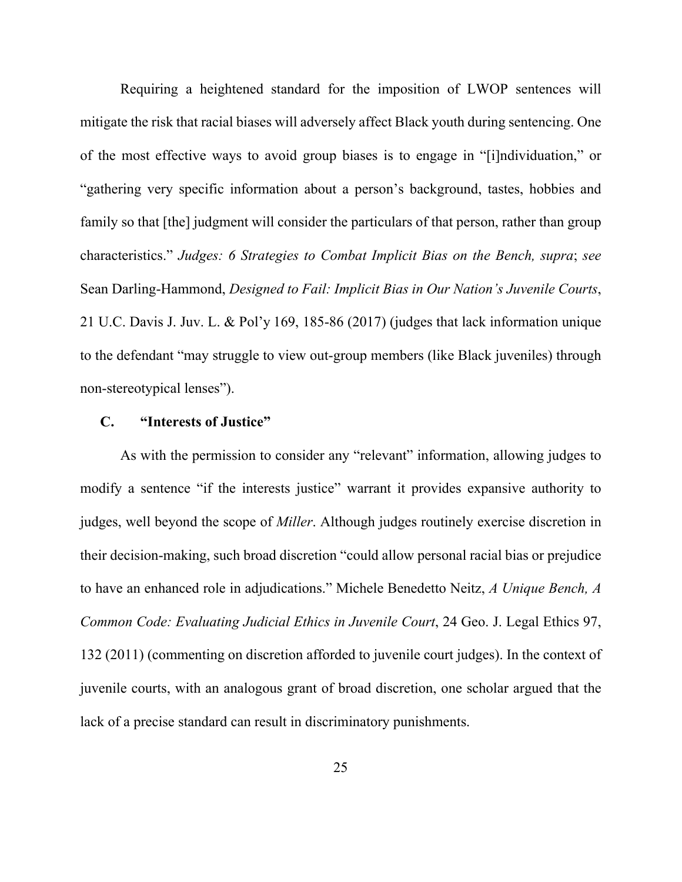Requiring a heightened standard for the imposition of LWOP sentences will mitigate the risk that racial biases will adversely affect Black youth during sentencing. One of the most effective ways to avoid group biases is to engage in "[i]ndividuation," or "gathering very specific information about a person's background, tastes, hobbies and family so that [the] judgment will consider the particulars of that person, rather than group characteristics." *Judges: 6 Strategies to Combat Implicit Bias on the Bench, supra*; *see* Sean Darling-Hammond, *Designed to Fail: Implicit Bias in Our Nation's Juvenile Courts*, 21 U.C. Davis J. Juv. L. & Pol'y 169, 185-86 (2017) (judges that lack information unique to the defendant "may struggle to view out-group members (like Black juveniles) through non-stereotypical lenses").

### C. "Interests of Justice"

As with the permission to consider any "relevant" information, allowing judges to modify a sentence "if the interests justice" warrant it provides expansive authority to judges, well beyond the scope of *Miller*. Although judges routinely exercise discretion in their decision-making, such broad discretion "could allow personal racial bias or prejudice to have an enhanced role in adjudications." Michele Benedetto Neitz, *A Unique Bench, A Common Code: Evaluating Judicial Ethics in Juvenile Court*, 24 Geo. J. Legal Ethics 97, 132 (2011) (commenting on discretion afforded to juvenile court judges). In the context of juvenile courts, with an analogous grant of broad discretion, one scholar argued that the lack of a precise standard can result in discriminatory punishments.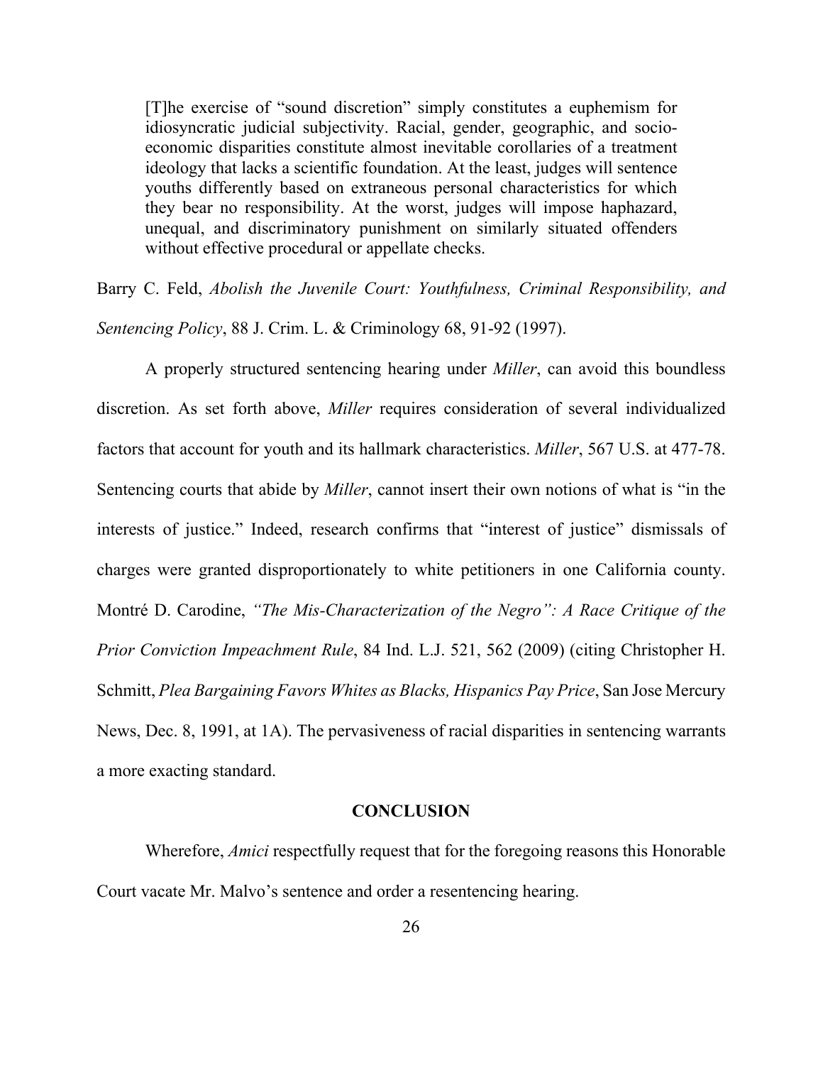> [T]he exercise of "sound discretion" simply constitutes a euphemism for idiosyncratic judicial subjectivity. Racial, gender, geographic, and socio-economic disparities constitute almost inevitable corollaries of a treatment ideology that lacks a scientific foundation. At the least, judges will sentence youths differently based on extraneous personal characteristics for which they bear no responsibility. At the worst, judges will impose haphazard, unequal, and discriminatory punishment on similarly situated offenders without effective procedural or appellate checks.

Barry C. Feld, *Abolish the Juvenile Court: Youthfulness, Criminal Responsibility, and Sentencing Policy*, 88 J. Crim. L. & Criminology 68, 91-92 (1997).

A properly structured sentencing hearing under *Miller*, can avoid this boundless discretion. As set forth above, *Miller* requires consideration of several individualized factors that account for youth and its hallmark characteristics. *Miller*, 567 U.S. at 477-78. Sentencing courts that abide by *Miller*, cannot insert their own notions of what is "in the interests of justice." Indeed, research confirms that "interest of justice" dismissals of charges were granted disproportionately to white petitioners in one California county. Montré D. Carodine, *"The Mis-Characterization of the Negro": A Race Critique of the Prior Conviction Impeachment Rule*, 84 Ind. L.J. 521, 562 (2009) (citing Christopher H. Schmitt, *Plea Bargaining Favors Whites as Blacks, Hispanics Pay Price*, San Jose Mercury News, Dec. 8, 1991, at 1A). The pervasiveness of racial disparities in sentencing warrants a more exacting standard.

## CONCLUSION

Wherefore, *Amici* respectfully request that for the foregoing reasons this Honorable Court vacate Mr. Malvo's sentence and order a resentencing hearing.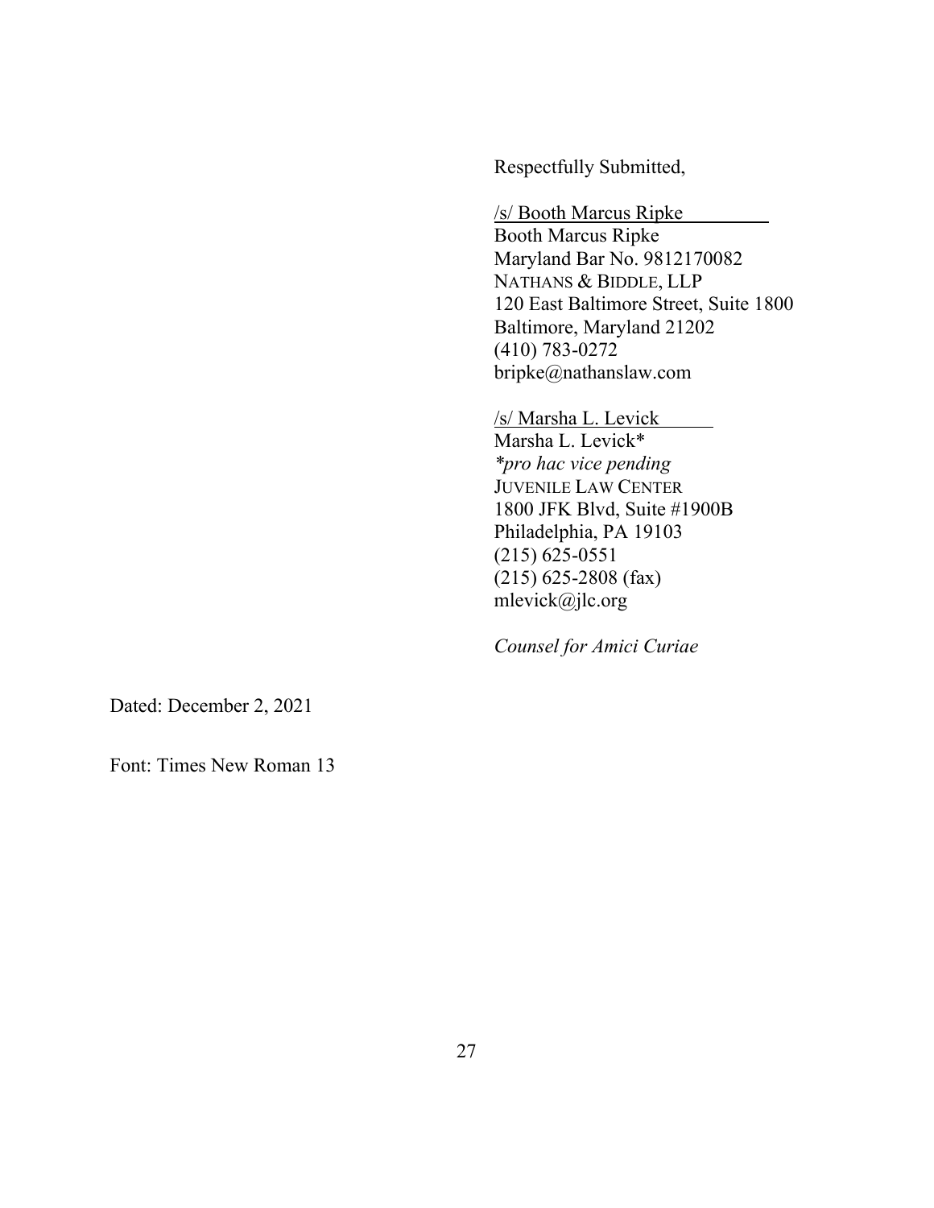Respectfully Submitted,

/s/ Booth Marcus Ripke
Booth Marcus Ripke
Maryland Bar No. 9812170082
NATHANS & BIDDLE, LLP
120 East Baltimore Street, Suite 1800
Baltimore, Maryland 21202
(410) 783-0272
bripke@nathanslaw.com

/s/ Marsha L. Levick
Marsha L. Levick*
*\*pro hac vice pending*
JUVENILE LAW CENTER
1800 JFK Blvd, Suite #1900B
Philadelphia, PA 19103
(215) 625-0551
(215) 625-2808 (fax)
mlevick@jlc.org

*Counsel for Amici Curiae*

Dated: December 2, 2021

Font: Times New Roman 13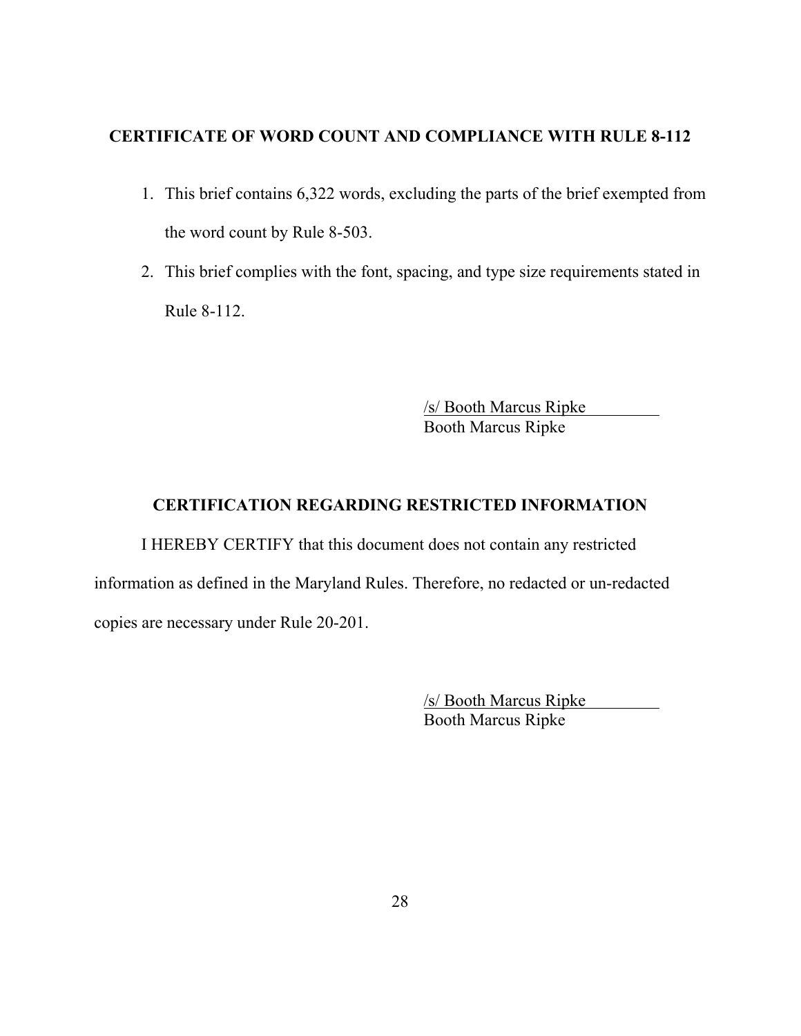## CERTIFICATE OF WORD COUNT AND COMPLIANCE WITH RULE 8-112

1. This brief contains 6,322 words, excluding the parts of the brief exempted from the word count by Rule 8-503.
2. This brief complies with the font, spacing, and type size requirements stated in Rule 8-112.

/s/ Booth Marcus Ripke
Booth Marcus Ripke

## CERTIFICATION REGARDING RESTRICTED INFORMATION

I HEREBY CERTIFY that this document does not contain any restricted information as defined in the Maryland Rules. Therefore, no redacted or un-redacted copies are necessary under Rule 20-201.

/s/ Booth Marcus Ripke
Booth Marcus Ripke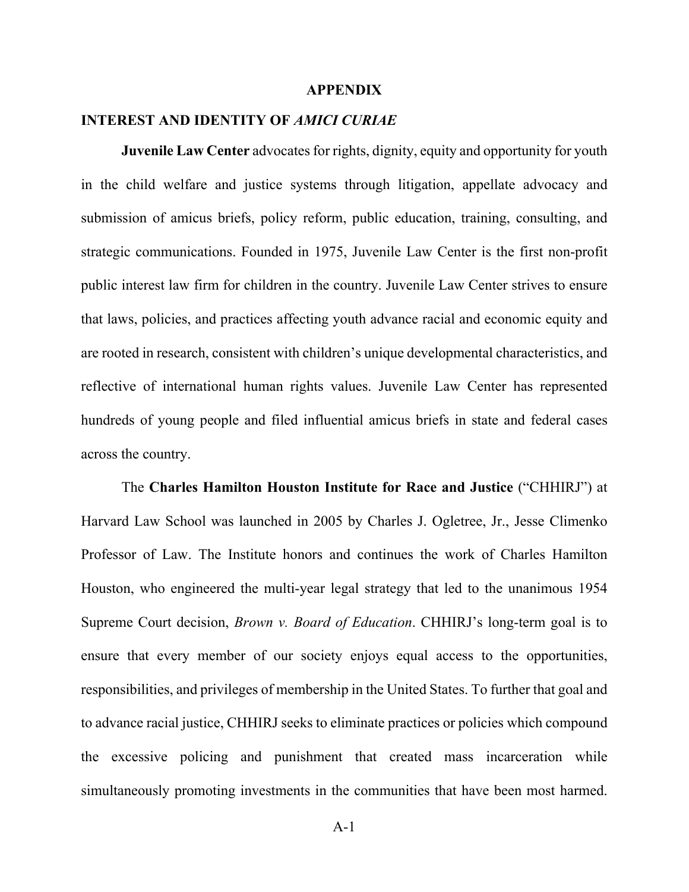## APPENDIX

## INTEREST AND IDENTITY OF *AMICI CURIAE*

**Juvenile Law Center** advocates for rights, dignity, equity and opportunity for youth in the child welfare and justice systems through litigation, appellate advocacy and submission of amicus briefs, policy reform, public education, training, consulting, and strategic communications. Founded in 1975, Juvenile Law Center is the first non-profit public interest law firm for children in the country. Juvenile Law Center strives to ensure that laws, policies, and practices affecting youth advance racial and economic equity and are rooted in research, consistent with children's unique developmental characteristics, and reflective of international human rights values. Juvenile Law Center has represented hundreds of young people and filed influential amicus briefs in state and federal cases across the country.

The **Charles Hamilton Houston Institute for Race and Justice** ("CHHIRJ") at Harvard Law School was launched in 2005 by Charles J. Ogletree, Jr., Jesse Climenko Professor of Law. The Institute honors and continues the work of Charles Hamilton Houston, who engineered the multi-year legal strategy that led to the unanimous 1954 Supreme Court decision, *Brown v. Board of Education*. CHHIRJ's long-term goal is to ensure that every member of our society enjoys equal access to the opportunities, responsibilities, and privileges of membership in the United States. To further that goal and to advance racial justice, CHHIRJ seeks to eliminate practices or policies which compound the excessive policing and punishment that created mass incarceration while simultaneously promoting investments in the communities that have been most harmed.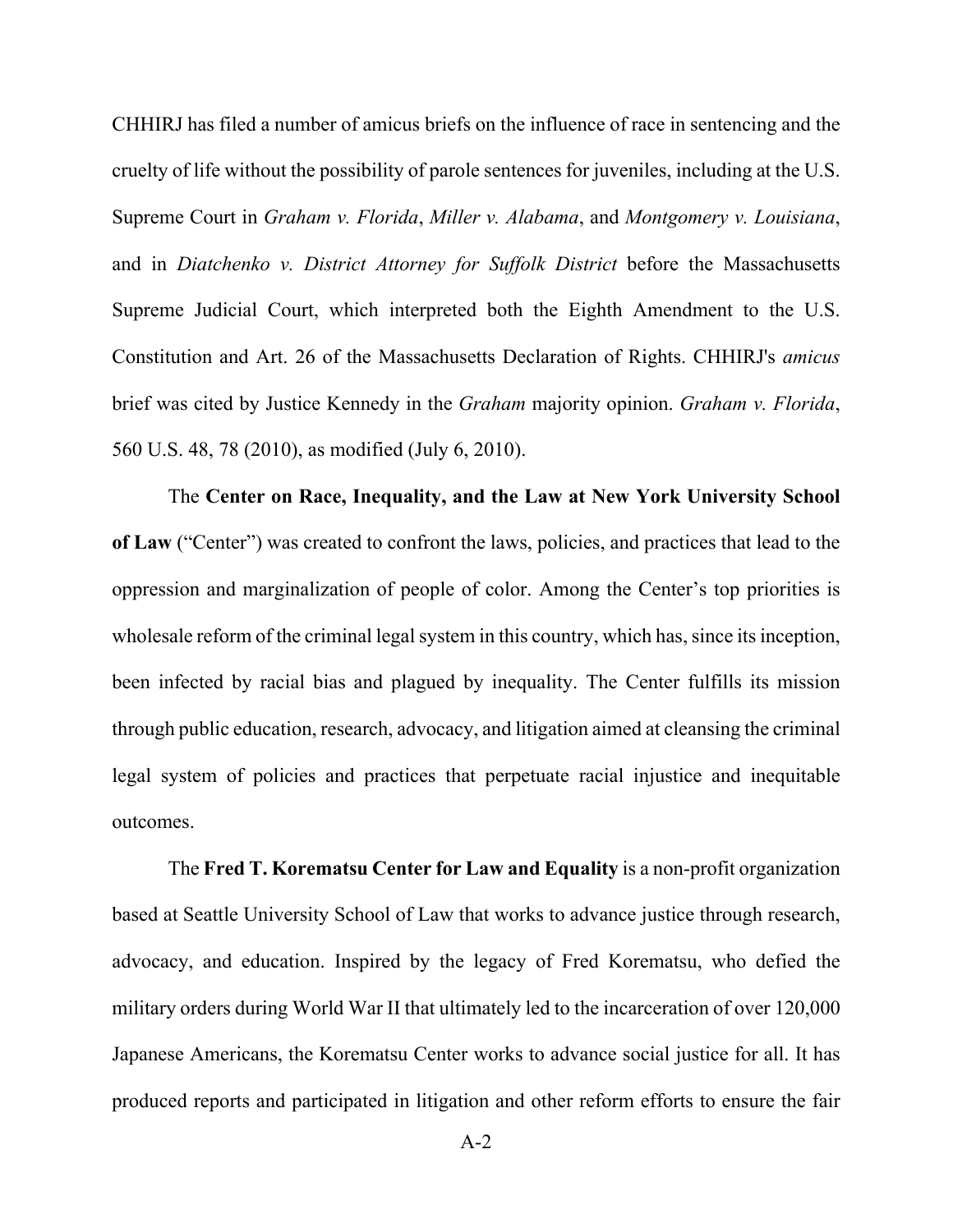CHHIRJ has filed a number of amicus briefs on the influence of race in sentencing and the cruelty of life without the possibility of parole sentences for juveniles, including at the U.S. Supreme Court in *Graham v. Florida*, *Miller v. Alabama*, and *Montgomery v. Louisiana*, and in *Diatchenko v. District Attorney for Suffolk District* before the Massachusetts Supreme Judicial Court, which interpreted both the Eighth Amendment to the U.S. Constitution and Art. 26 of the Massachusetts Declaration of Rights. CHHIRJ's *amicus* brief was cited by Justice Kennedy in the *Graham* majority opinion. *Graham v. Florida*, 560 U.S. 48, 78 (2010), as modified (July 6, 2010).

The **Center on Race, Inequality, and the Law at New York University School of Law** ("Center") was created to confront the laws, policies, and practices that lead to the oppression and marginalization of people of color. Among the Center's top priorities is wholesale reform of the criminal legal system in this country, which has, since its inception, been infected by racial bias and plagued by inequality. The Center fulfills its mission through public education, research, advocacy, and litigation aimed at cleansing the criminal legal system of policies and practices that perpetuate racial injustice and inequitable outcomes.

The **Fred T. Korematsu Center for Law and Equality** is a non-profit organization based at Seattle University School of Law that works to advance justice through research, advocacy, and education. Inspired by the legacy of Fred Korematsu, who defied the military orders during World War II that ultimately led to the incarceration of over 120,000 Japanese Americans, the Korematsu Center works to advance social justice for all. It has produced reports and participated in litigation and other reform efforts to ensure the fair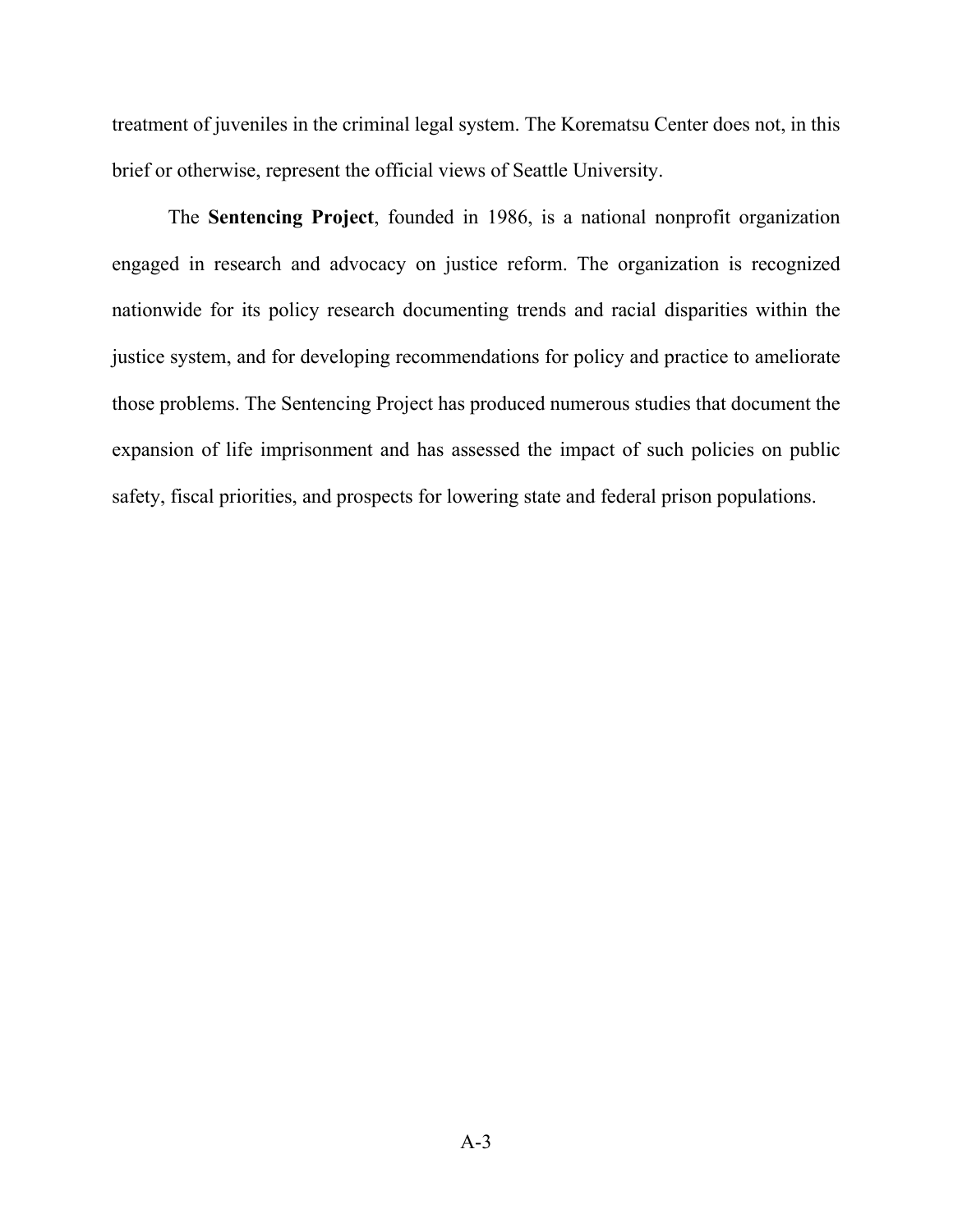treatment of juveniles in the criminal legal system. The Korematsu Center does not, in this brief or otherwise, represent the official views of Seattle University.

The **Sentencing Project**, founded in 1986, is a national nonprofit organization engaged in research and advocacy on justice reform. The organization is recognized nationwide for its policy research documenting trends and racial disparities within the justice system, and for developing recommendations for policy and practice to ameliorate those problems. The Sentencing Project has produced numerous studies that document the expansion of life imprisonment and has assessed the impact of such policies on public safety, fiscal priorities, and prospects for lowering state and federal prison populations.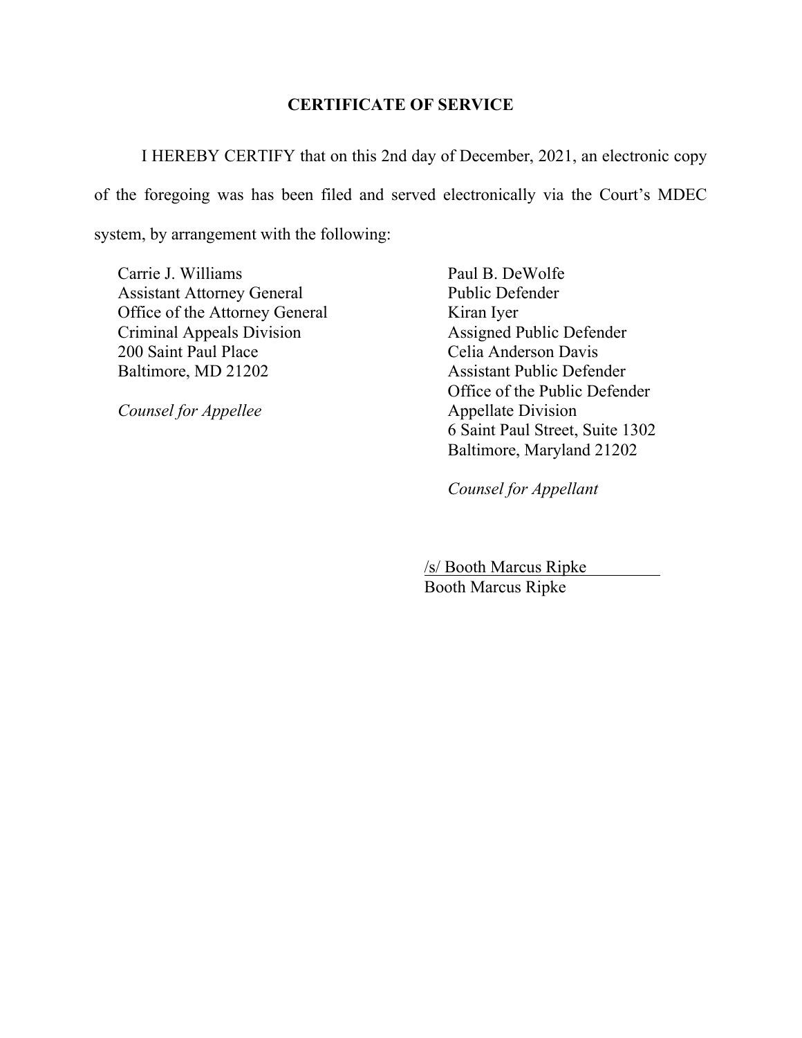**CERTIFICATE OF SERVICE**

I HEREBY CERTIFY that on this 2nd day of December, 2021, an electronic copy of the foregoing was has been filed and served electronically via the Court's MDEC system, by arrangement with the following:

Carrie J. Williams
Assistant Attorney General
Office of the Attorney General
Criminal Appeals Division
200 Saint Paul Place
Baltimore, MD 21202

*Counsel for Appellee*

Paul B. DeWolfe
Public Defender
Kiran Iyer
Assigned Public Defender
Celia Anderson Davis
Assistant Public Defender
Office of the Public Defender
Appellate Division
6 Saint Paul Street, Suite 1302
Baltimore, Maryland 21202

*Counsel for Appellant*

/s/ Booth Marcus Ripke
Booth Marcus Ripke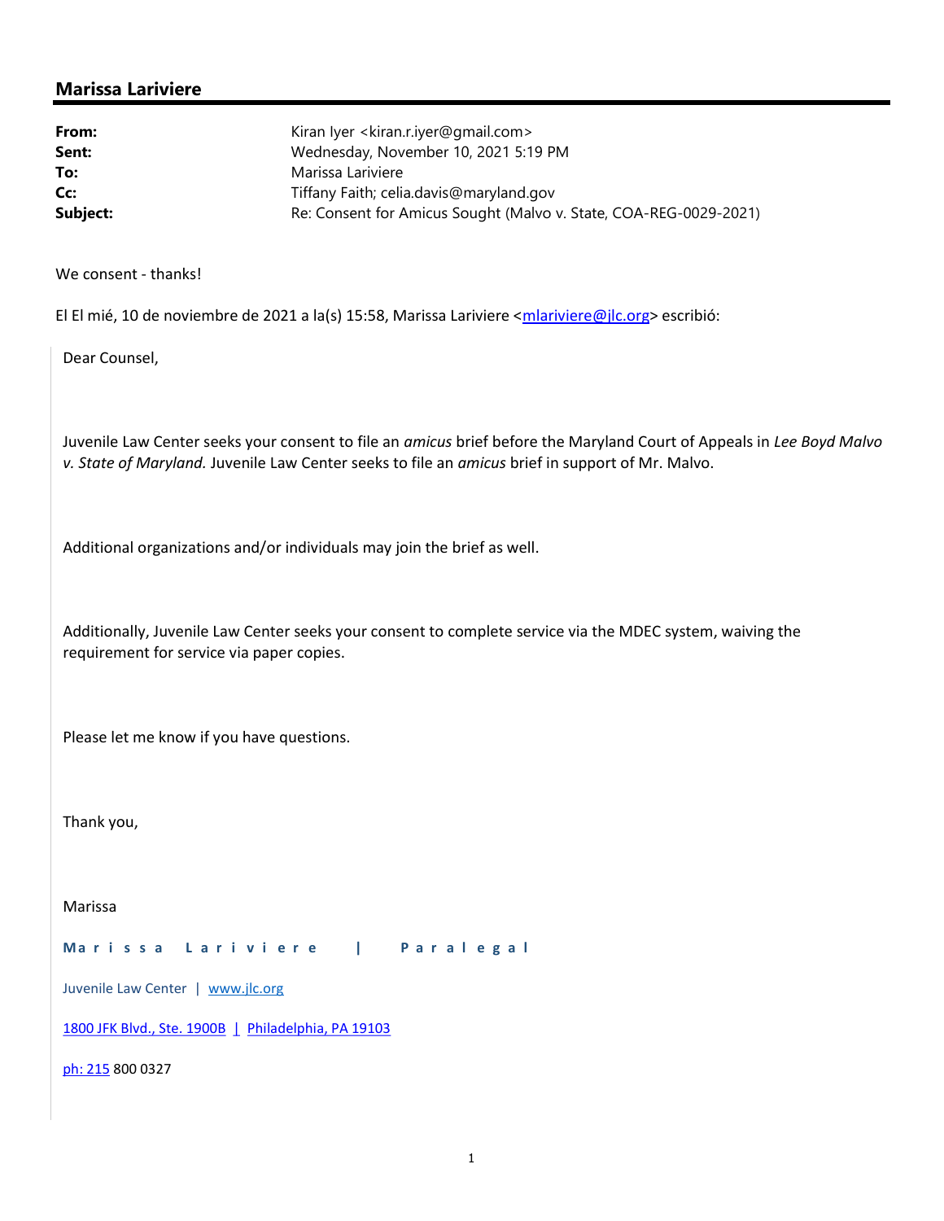## Marissa Lariviere

| | |
|---|---|
| **From:** | Kiran Iyer <kiran.r.iyer@gmail.com> |
| **Sent:** | Wednesday, November 10, 2021 5:19 PM |
| **To:** | Marissa Lariviere |
| **Cc:** | Tiffany Faith; celia.davis@maryland.gov |
| **Subject:** | Re: Consent for Amicus Sought (Malvo v. State, COA-REG-0029-2021) |

We consent - thanks!

El El mié, 10 de noviembre de 2021 a la(s) 15:58, Marissa Lariviere <mlariviere@jlc.org> escribió:

> Dear Counsel,
>
> Juvenile Law Center seeks your consent to file an *amicus* brief before the Maryland Court of Appeals in *Lee Boyd Malvo v. State of Maryland.* Juvenile Law Center seeks to file an *amicus* brief in support of Mr. Malvo.
>
> Additional organizations and/or individuals may join the brief as well.
>
> Additionally, Juvenile Law Center seeks your consent to complete service via the MDEC system, waiving the requirement for service via paper copies.
>
> Please let me know if you have questions.
>
> Thank you,
>
> Marissa
>
> **Marissa Lariviere | Paralegal**
>
> Juvenile Law Center | www.jlc.org
>
> 1800 JFK Blvd., Ste. 1900B | Philadelphia, PA 19103
>
> ph: 215 800 0327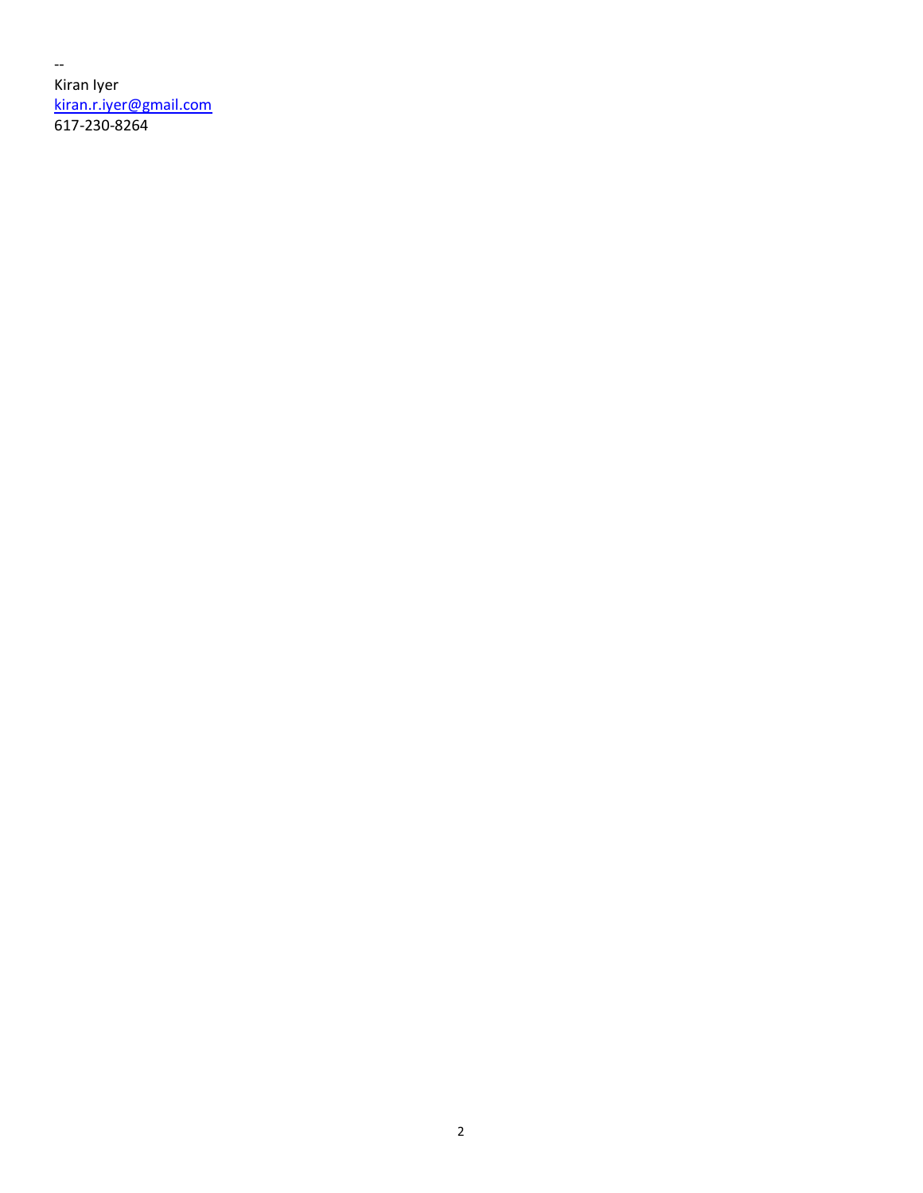--
Kiran Iyer
kiran.r.iyer@gmail.com
617-230-8264